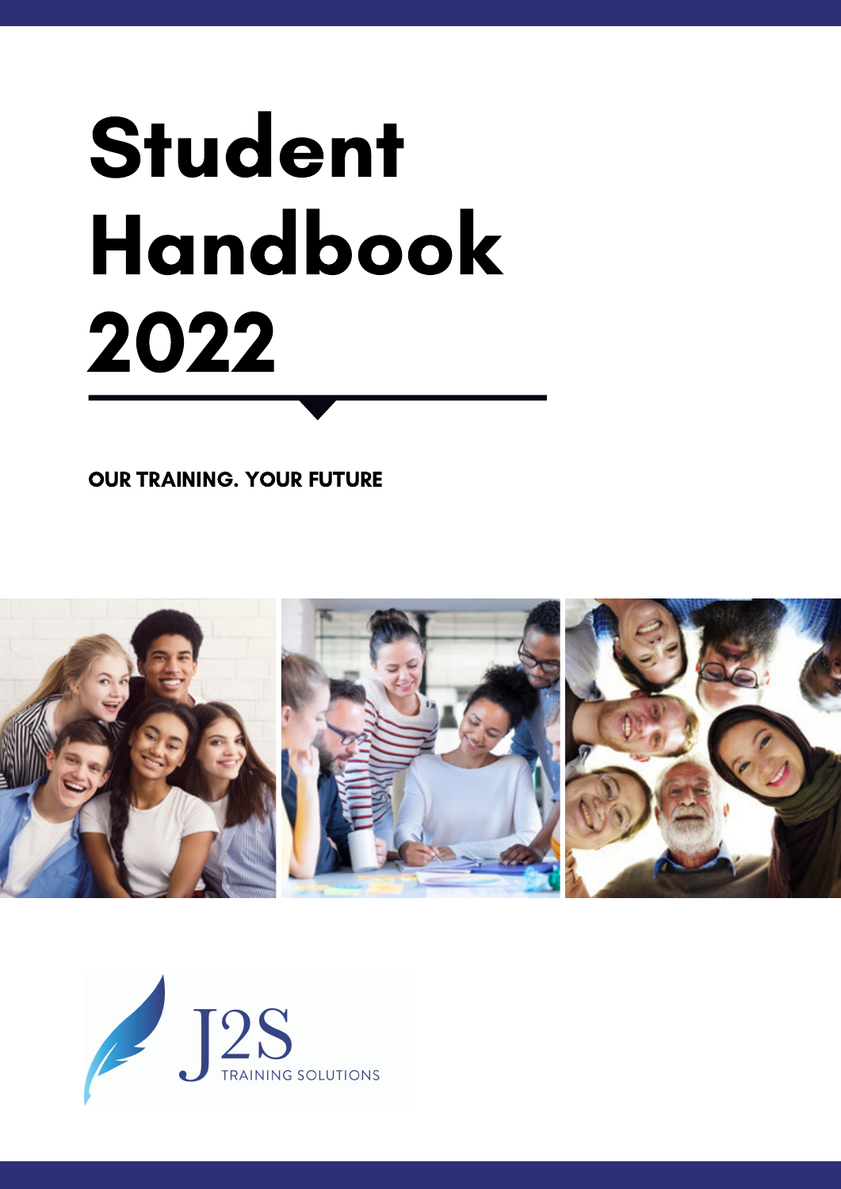# Student Handbook 2022

**OUR TRAINING. YOUR FUTURE**

J2S TRAINING SOLUTIONS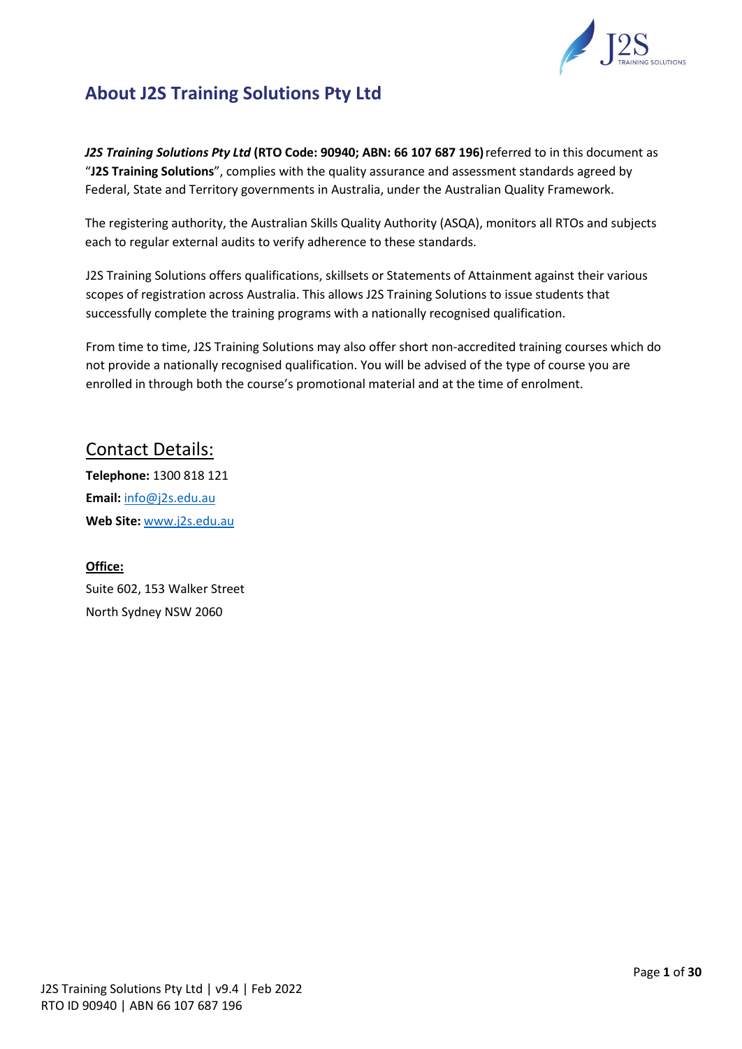# About J2S Training Solutions Pty Ltd

***J2S Training Solutions Pty Ltd* (RTO Code: 90940; ABN: 66 107 687 196)** referred to in this document as "**J2S Training Solutions**", complies with the quality assurance and assessment standards agreed by Federal, State and Territory governments in Australia, under the Australian Quality Framework.

The registering authority, the Australian Skills Quality Authority (ASQA), monitors all RTOs and subjects each to regular external audits to verify adherence to these standards.

J2S Training Solutions offers qualifications, skillsets or Statements of Attainment against their various scopes of registration across Australia. This allows J2S Training Solutions to issue students that successfully complete the training programs with a nationally recognised qualification.

From time to time, J2S Training Solutions may also offer short non-accredited training courses which do not provide a nationally recognised qualification. You will be advised of the type of course you are enrolled in through both the course's promotional material and at the time of enrolment.

## Contact Details:

**Telephone:** 1300 818 121
**Email:** info@j2s.edu.au
**Web Site:** www.j2s.edu.au

**Office:**
Suite 602, 153 Walker Street
North Sydney NSW 2060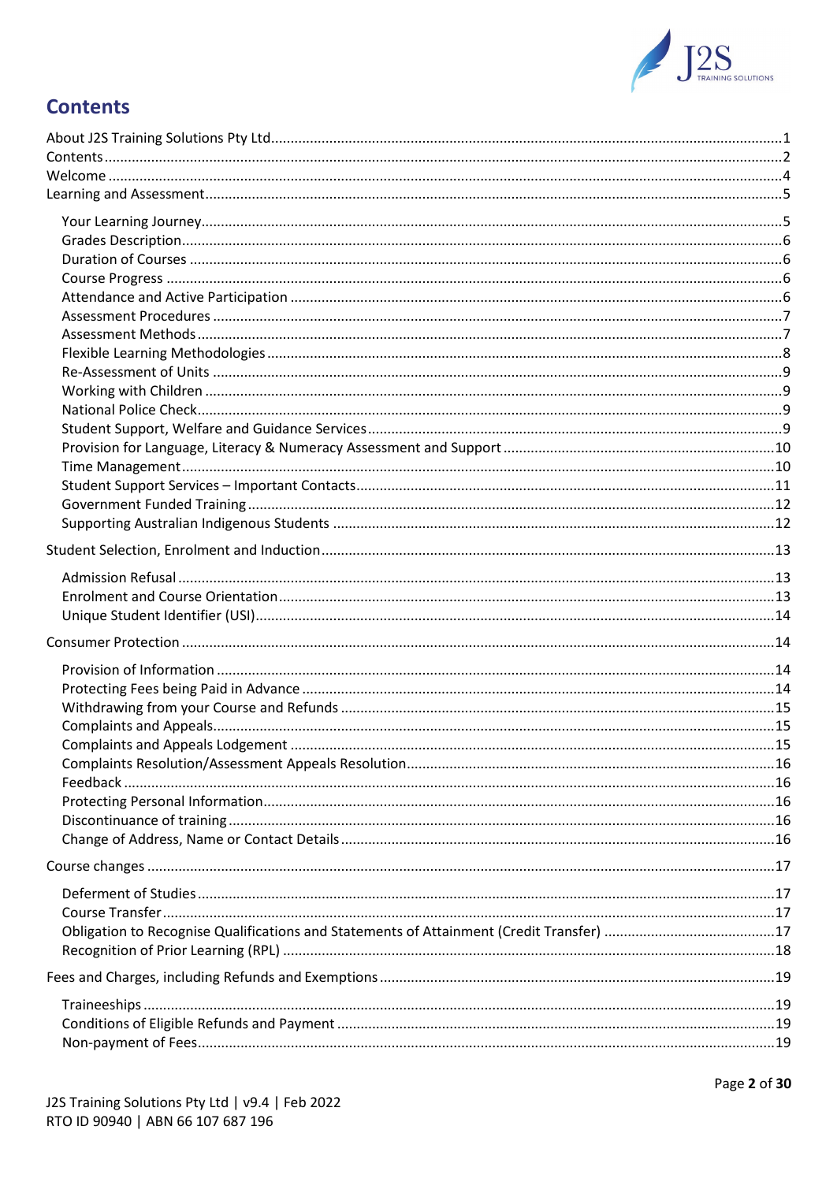## Contents

- About J2S Training Solutions Pty Ltd .......... 1
- Contents .......... 2
- Welcome .......... 4
- Learning and Assessment .......... 5
  - Your Learning Journey .......... 5
  - Grades Description .......... 6
  - Duration of Courses .......... 6
  - Course Progress .......... 6
  - Attendance and Active Participation .......... 6
  - Assessment Procedures .......... 7
  - Assessment Methods .......... 7
  - Flexible Learning Methodologies .......... 8
  - Re-Assessment of Units .......... 9
  - Working with Children .......... 9
  - National Police Check .......... 9
  - Student Support, Welfare and Guidance Services .......... 9
  - Provision for Language, Literacy & Numeracy Assessment and Support .......... 10
  - Time Management .......... 10
  - Student Support Services – Important Contacts .......... 11
  - Government Funded Training .......... 12
  - Supporting Australian Indigenous Students .......... 12
- Student Selection, Enrolment and Induction .......... 13
  - Admission Refusal .......... 13
  - Enrolment and Course Orientation .......... 13
  - Unique Student Identifier (USI) .......... 14
- Consumer Protection .......... 14
  - Provision of Information .......... 14
  - Protecting Fees being Paid in Advance .......... 14
  - Withdrawing from your Course and Refunds .......... 15
  - Complaints and Appeals .......... 15
  - Complaints and Appeals Lodgement .......... 15
  - Complaints Resolution/Assessment Appeals Resolution .......... 16
  - Feedback .......... 16
  - Protecting Personal Information .......... 16
  - Discontinuance of training .......... 16
  - Change of Address, Name or Contact Details .......... 16
- Course changes .......... 17
  - Deferment of Studies .......... 17
  - Course Transfer .......... 17
  - Obligation to Recognise Qualifications and Statements of Attainment (Credit Transfer) .......... 17
  - Recognition of Prior Learning (RPL) .......... 18
- Fees and Charges, including Refunds and Exemptions .......... 19
  - Traineeships .......... 19
  - Conditions of Eligible Refunds and Payment .......... 19
  - Non-payment of Fees .......... 19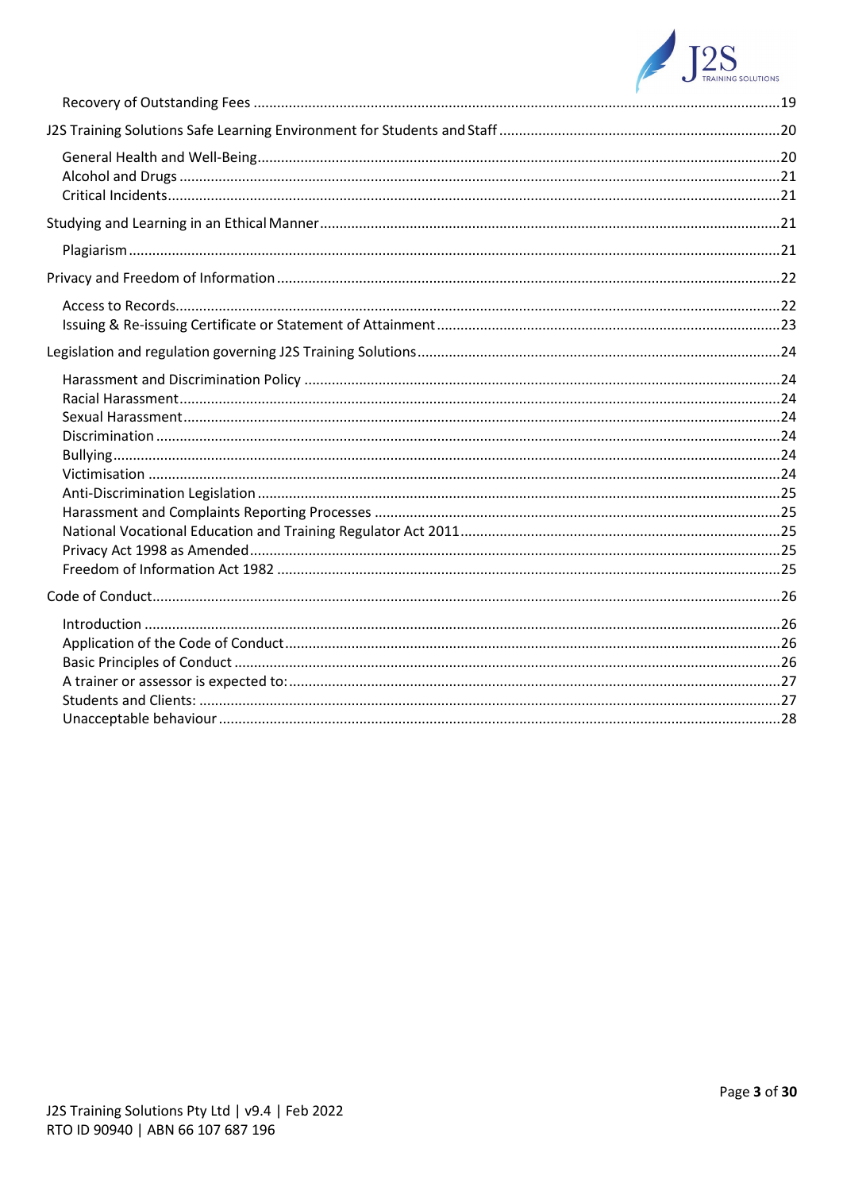- Recovery of Outstanding Fees ..... 19

J2S Training Solutions Safe Learning Environment for Students and Staff ..... 20

- General Health and Well-Being ..... 20
- Alcohol and Drugs ..... 21
- Critical Incidents ..... 21

Studying and Learning in an Ethical Manner ..... 21

- Plagiarism ..... 21

Privacy and Freedom of Information ..... 22

- Access to Records ..... 22
- Issuing & Re-issuing Certificate or Statement of Attainment ..... 23

Legislation and regulation governing J2S Training Solutions ..... 24

- Harassment and Discrimination Policy ..... 24
- Racial Harassment ..... 24
- Sexual Harassment ..... 24
- Discrimination ..... 24
- Bullying ..... 24
- Victimisation ..... 24
- Anti-Discrimination Legislation ..... 25
- Harassment and Complaints Reporting Processes ..... 25
- National Vocational Education and Training Regulator Act 2011 ..... 25
- Privacy Act 1998 as Amended ..... 25
- Freedom of Information Act 1982 ..... 25

Code of Conduct ..... 26

- Introduction ..... 26
- Application of the Code of Conduct ..... 26
- Basic Principles of Conduct ..... 26
- A trainer or assessor is expected to: ..... 27
- Students and Clients: ..... 27
- Unacceptable behaviour ..... 28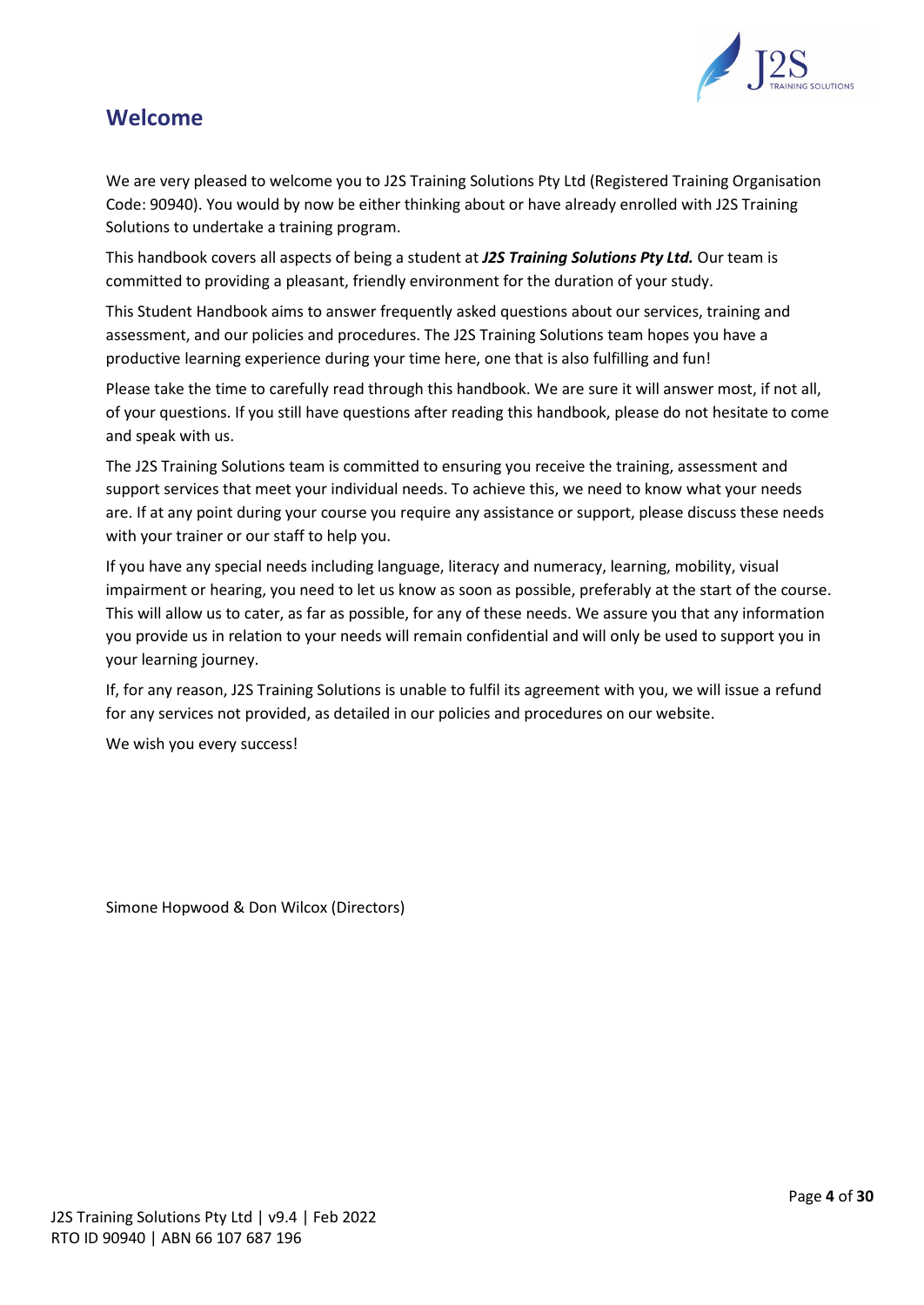# Welcome

We are very pleased to welcome you to J2S Training Solutions Pty Ltd (Registered Training Organisation Code: 90940). You would by now be either thinking about or have already enrolled with J2S Training Solutions to undertake a training program.

This handbook covers all aspects of being a student at ***J2S Training Solutions Pty Ltd.*** Our team is committed to providing a pleasant, friendly environment for the duration of your study.

This Student Handbook aims to answer frequently asked questions about our services, training and assessment, and our policies and procedures. The J2S Training Solutions team hopes you have a productive learning experience during your time here, one that is also fulfilling and fun!

Please take the time to carefully read through this handbook. We are sure it will answer most, if not all, of your questions. If you still have questions after reading this handbook, please do not hesitate to come and speak with us.

The J2S Training Solutions team is committed to ensuring you receive the training, assessment and support services that meet your individual needs. To achieve this, we need to know what your needs are. If at any point during your course you require any assistance or support, please discuss these needs with your trainer or our staff to help you.

If you have any special needs including language, literacy and numeracy, learning, mobility, visual impairment or hearing, you need to let us know as soon as possible, preferably at the start of the course. This will allow us to cater, as far as possible, for any of these needs. We assure you that any information you provide us in relation to your needs will remain confidential and will only be used to support you in your learning journey.

If, for any reason, J2S Training Solutions is unable to fulfil its agreement with you, we will issue a refund for any services not provided, as detailed in our policies and procedures on our website.

We wish you every success!

Simone Hopwood & Don Wilcox (Directors)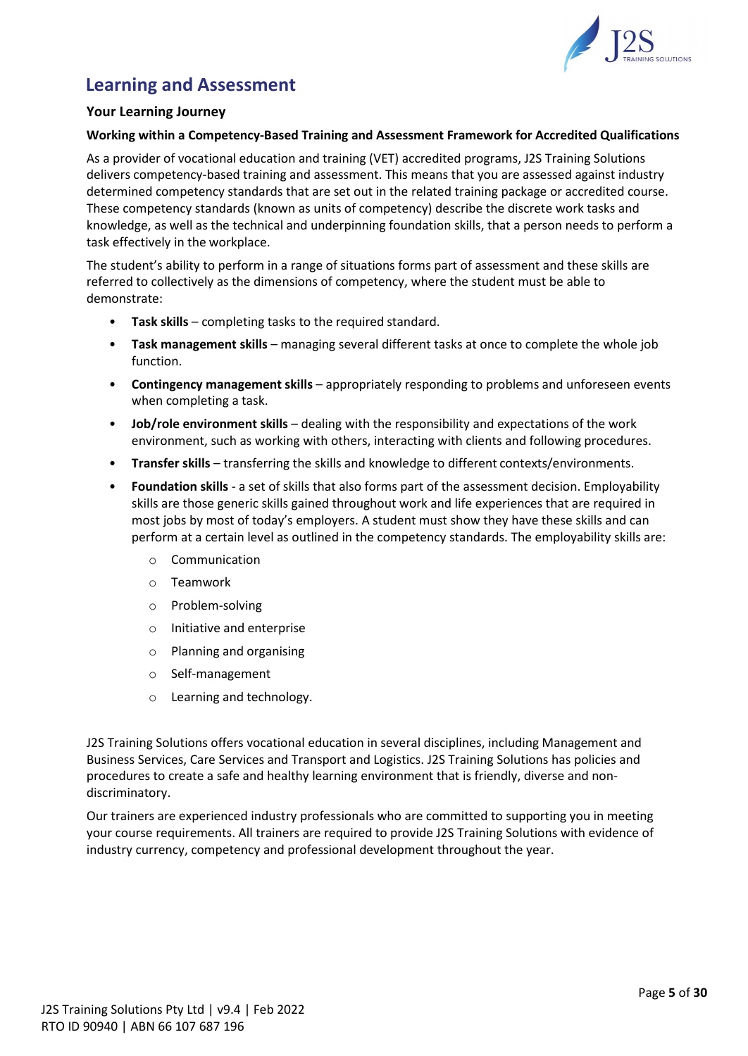## Learning and Assessment

### Your Learning Journey

#### Working within a Competency-Based Training and Assessment Framework for Accredited Qualifications

As a provider of vocational education and training (VET) accredited programs, J2S Training Solutions delivers competency-based training and assessment. This means that you are assessed against industry determined competency standards that are set out in the related training package or accredited course. These competency standards (known as units of competency) describe the discrete work tasks and knowledge, as well as the technical and underpinning foundation skills, that a person needs to perform a task effectively in the workplace.

The student's ability to perform in a range of situations forms part of assessment and these skills are referred to collectively as the dimensions of competency, where the student must be able to demonstrate:

- **Task skills** – completing tasks to the required standard.
- **Task management skills** – managing several different tasks at once to complete the whole job function.
- **Contingency management skills** – appropriately responding to problems and unforeseen events when completing a task.
- **Job/role environment skills** – dealing with the responsibility and expectations of the work environment, such as working with others, interacting with clients and following procedures.
- **Transfer skills** – transferring the skills and knowledge to different contexts/environments.
- **Foundation skills** - a set of skills that also forms part of the assessment decision. Employability skills are those generic skills gained throughout work and life experiences that are required in most jobs by most of today's employers. A student must show they have these skills and can perform at a certain level as outlined in the competency standards. The employability skills are:
    - Communication
    - Teamwork
    - Problem-solving
    - Initiative and enterprise
    - Planning and organising
    - Self-management
    - Learning and technology.

J2S Training Solutions offers vocational education in several disciplines, including Management and Business Services, Care Services and Transport and Logistics. J2S Training Solutions has policies and procedures to create a safe and healthy learning environment that is friendly, diverse and non-discriminatory.

Our trainers are experienced industry professionals who are committed to supporting you in meeting your course requirements. All trainers are required to provide J2S Training Solutions with evidence of industry currency, competency and professional development throughout the year.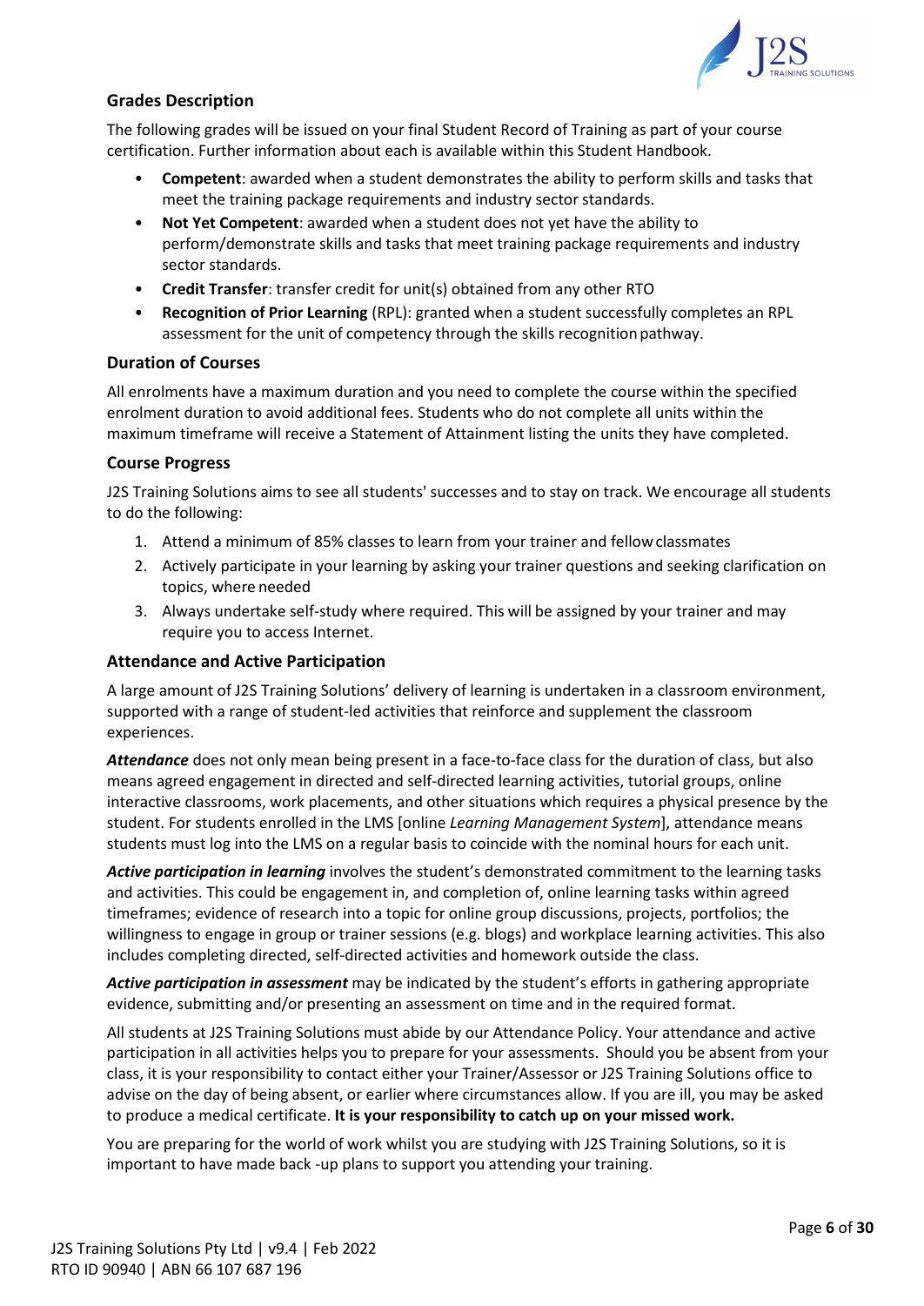## Grades Description

The following grades will be issued on your final Student Record of Training as part of your course certification. Further information about each is available within this Student Handbook.

- **Competent**: awarded when a student demonstrates the ability to perform skills and tasks that meet the training package requirements and industry sector standards.
- **Not Yet Competent**: awarded when a student does not yet have the ability to perform/demonstrate skills and tasks that meet training package requirements and industry sector standards.
- **Credit Transfer**: transfer credit for unit(s) obtained from any other RTO
- **Recognition of Prior Learning** (RPL): granted when a student successfully completes an RPL assessment for the unit of competency through the skills recognition pathway.

## Duration of Courses

All enrolments have a maximum duration and you need to complete the course within the specified enrolment duration to avoid additional fees. Students who do not complete all units within the maximum timeframe will receive a Statement of Attainment listing the units they have completed.

## Course Progress

J2S Training Solutions aims to see all students' successes and to stay on track. We encourage all students to do the following:

1. Attend a minimum of 85% classes to learn from your trainer and fellow classmates
2. Actively participate in your learning by asking your trainer questions and seeking clarification on topics, where needed
3. Always undertake self-study where required. This will be assigned by your trainer and may require you to access Internet.

## Attendance and Active Participation

A large amount of J2S Training Solutions' delivery of learning is undertaken in a classroom environment, supported with a range of student-led activities that reinforce and supplement the classroom experiences.

***Attendance*** does not only mean being present in a face-to-face class for the duration of class, but also means agreed engagement in directed and self-directed learning activities, tutorial groups, online interactive classrooms, work placements, and other situations which requires a physical presence by the student. For students enrolled in the LMS [online *Learning Management System*], attendance means students must log into the LMS on a regular basis to coincide with the nominal hours for each unit.

***Active participation in learning*** involves the student's demonstrated commitment to the learning tasks and activities. This could be engagement in, and completion of, online learning tasks within agreed timeframes; evidence of research into a topic for online group discussions, projects, portfolios; the willingness to engage in group or trainer sessions (e.g. blogs) and workplace learning activities. This also includes completing directed, self-directed activities and homework outside the class.

***Active participation in assessment*** may be indicated by the student's efforts in gathering appropriate evidence, submitting and/or presenting an assessment on time and in the required format.

All students at J2S Training Solutions must abide by our Attendance Policy. Your attendance and active participation in all activities helps you to prepare for your assessments. Should you be absent from your class, it is your responsibility to contact either your Trainer/Assessor or J2S Training Solutions office to advise on the day of being absent, or earlier where circumstances allow. If you are ill, you may be asked to produce a medical certificate. **It is your responsibility to catch up on your missed work.**

You are preparing for the world of work whilst you are studying with J2S Training Solutions, so it is important to have made back -up plans to support you attending your training.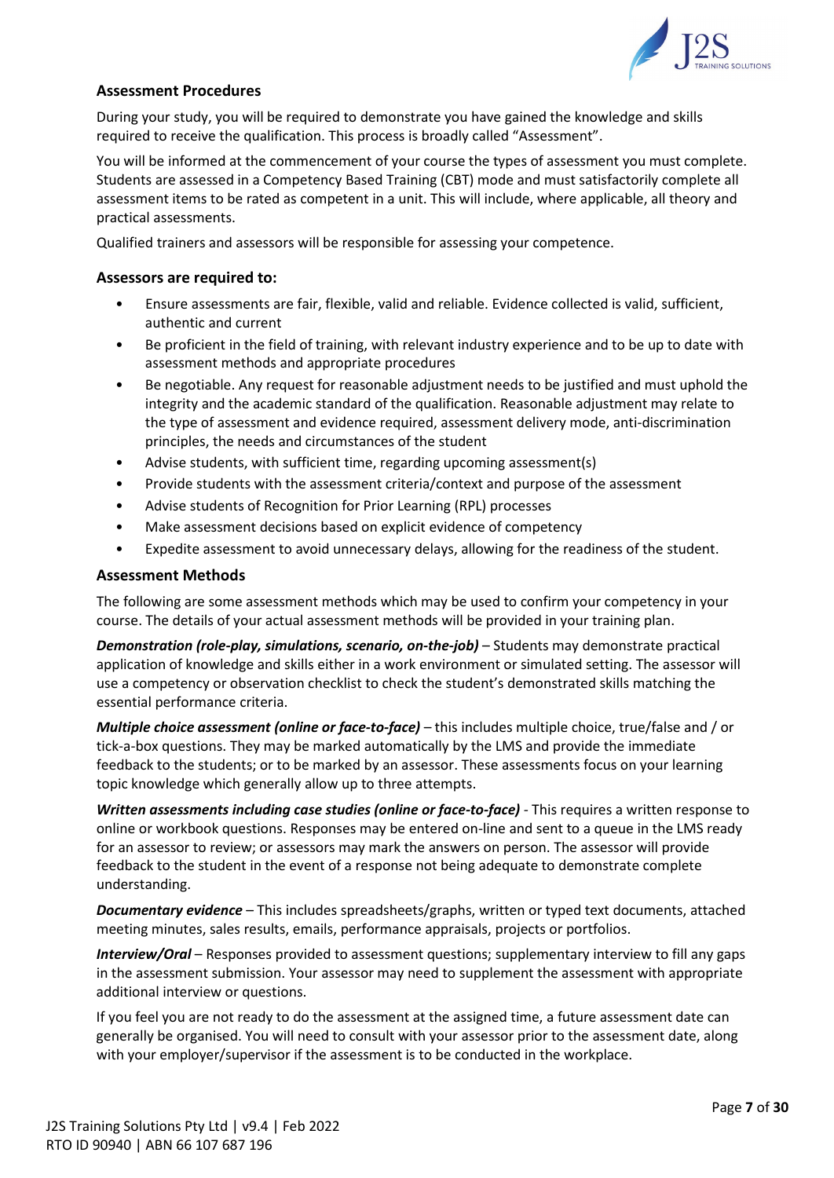### Assessment Procedures

During your study, you will be required to demonstrate you have gained the knowledge and skills required to receive the qualification. This process is broadly called "Assessment".

You will be informed at the commencement of your course the types of assessment you must complete. Students are assessed in a Competency Based Training (CBT) mode and must satisfactorily complete all assessment items to be rated as competent in a unit. This will include, where applicable, all theory and practical assessments.

Qualified trainers and assessors will be responsible for assessing your competence.

### Assessors are required to:

- Ensure assessments are fair, flexible, valid and reliable. Evidence collected is valid, sufficient, authentic and current
- Be proficient in the field of training, with relevant industry experience and to be up to date with assessment methods and appropriate procedures
- Be negotiable. Any request for reasonable adjustment needs to be justified and must uphold the integrity and the academic standard of the qualification. Reasonable adjustment may relate to the type of assessment and evidence required, assessment delivery mode, anti-discrimination principles, the needs and circumstances of the student
- Advise students, with sufficient time, regarding upcoming assessment(s)
- Provide students with the assessment criteria/context and purpose of the assessment
- Advise students of Recognition for Prior Learning (RPL) processes
- Make assessment decisions based on explicit evidence of competency
- Expedite assessment to avoid unnecessary delays, allowing for the readiness of the student.

### Assessment Methods

The following are some assessment methods which may be used to confirm your competency in your course. The details of your actual assessment methods will be provided in your training plan.

***Demonstration (role-play, simulations, scenario, on-the-job)*** – Students may demonstrate practical application of knowledge and skills either in a work environment or simulated setting. The assessor will use a competency or observation checklist to check the student's demonstrated skills matching the essential performance criteria.

***Multiple choice assessment (online or face-to-face)*** – this includes multiple choice, true/false and / or tick-a-box questions. They may be marked automatically by the LMS and provide the immediate feedback to the students; or to be marked by an assessor. These assessments focus on your learning topic knowledge which generally allow up to three attempts.

***Written assessments including case studies (online or face-to-face)*** - This requires a written response to online or workbook questions. Responses may be entered on-line and sent to a queue in the LMS ready for an assessor to review; or assessors may mark the answers on person. The assessor will provide feedback to the student in the event of a response not being adequate to demonstrate complete understanding.

***Documentary evidence*** – This includes spreadsheets/graphs, written or typed text documents, attached meeting minutes, sales results, emails, performance appraisals, projects or portfolios.

***Interview/Oral*** – Responses provided to assessment questions; supplementary interview to fill any gaps in the assessment submission. Your assessor may need to supplement the assessment with appropriate additional interview or questions.

If you feel you are not ready to do the assessment at the assigned time, a future assessment date can generally be organised. You will need to consult with your assessor prior to the assessment date, along with your employer/supervisor if the assessment is to be conducted in the workplace.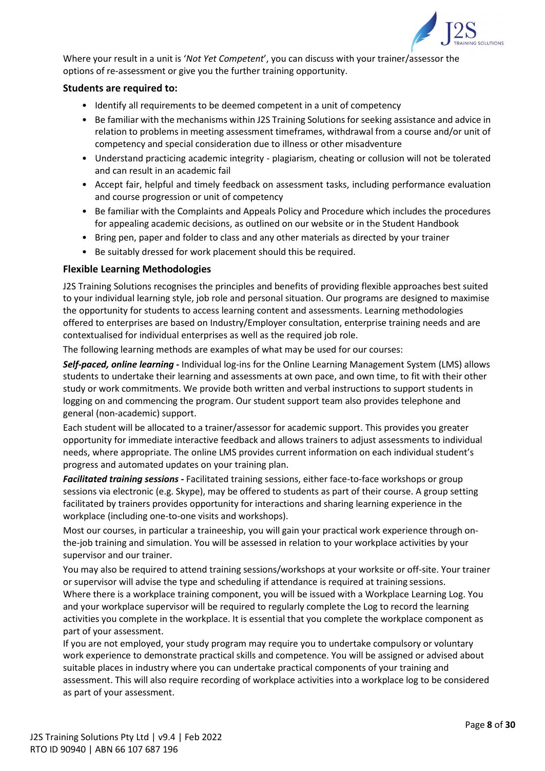Where your result in a unit is '*Not Yet Competent*', you can discuss with your trainer/assessor the options of re-assessment or give you the further training opportunity.

**Students are required to:**

- Identify all requirements to be deemed competent in a unit of competency
- Be familiar with the mechanisms within J2S Training Solutions for seeking assistance and advice in relation to problems in meeting assessment timeframes, withdrawal from a course and/or unit of competency and special consideration due to illness or other misadventure
- Understand practicing academic integrity - plagiarism, cheating or collusion will not be tolerated and can result in an academic fail
- Accept fair, helpful and timely feedback on assessment tasks, including performance evaluation and course progression or unit of competency
- Be familiar with the Complaints and Appeals Policy and Procedure which includes the procedures for appealing academic decisions, as outlined on our website or in the Student Handbook
- Bring pen, paper and folder to class and any other materials as directed by your trainer
- Be suitably dressed for work placement should this be required.

### Flexible Learning Methodologies

J2S Training Solutions recognises the principles and benefits of providing flexible approaches best suited to your individual learning style, job role and personal situation. Our programs are designed to maximise the opportunity for students to access learning content and assessments. Learning methodologies offered to enterprises are based on Industry/Employer consultation, enterprise training needs and are contextualised for individual enterprises as well as the required job role.

The following learning methods are examples of what may be used for our courses:

***Self-paced, online learning*** **-** Individual log-ins for the Online Learning Management System (LMS) allows students to undertake their learning and assessments at own pace, and own time, to fit with their other study or work commitments. We provide both written and verbal instructions to support students in logging on and commencing the program. Our student support team also provides telephone and general (non-academic) support.

Each student will be allocated to a trainer/assessor for academic support. This provides you greater opportunity for immediate interactive feedback and allows trainers to adjust assessments to individual needs, where appropriate. The online LMS provides current information on each individual student's progress and automated updates on your training plan.

***Facilitated training sessions*** **-** Facilitated training sessions, either face-to-face workshops or group sessions via electronic (e.g. Skype), may be offered to students as part of their course. A group setting facilitated by trainers provides opportunity for interactions and sharing learning experience in the workplace (including one-to-one visits and workshops).

Most our courses, in particular a traineeship, you will gain your practical work experience through on-the-job training and simulation. You will be assessed in relation to your workplace activities by your supervisor and our trainer.

You may also be required to attend training sessions/workshops at your worksite or off-site. Your trainer or supervisor will advise the type and scheduling if attendance is required at training sessions.

Where there is a workplace training component, you will be issued with a Workplace Learning Log. You and your workplace supervisor will be required to regularly complete the Log to record the learning activities you complete in the workplace. It is essential that you complete the workplace component as part of your assessment.

If you are not employed, your study program may require you to undertake compulsory or voluntary work experience to demonstrate practical skills and competence. You will be assigned or advised about suitable places in industry where you can undertake practical components of your training and assessment. This will also require recording of workplace activities into a workplace log to be considered as part of your assessment.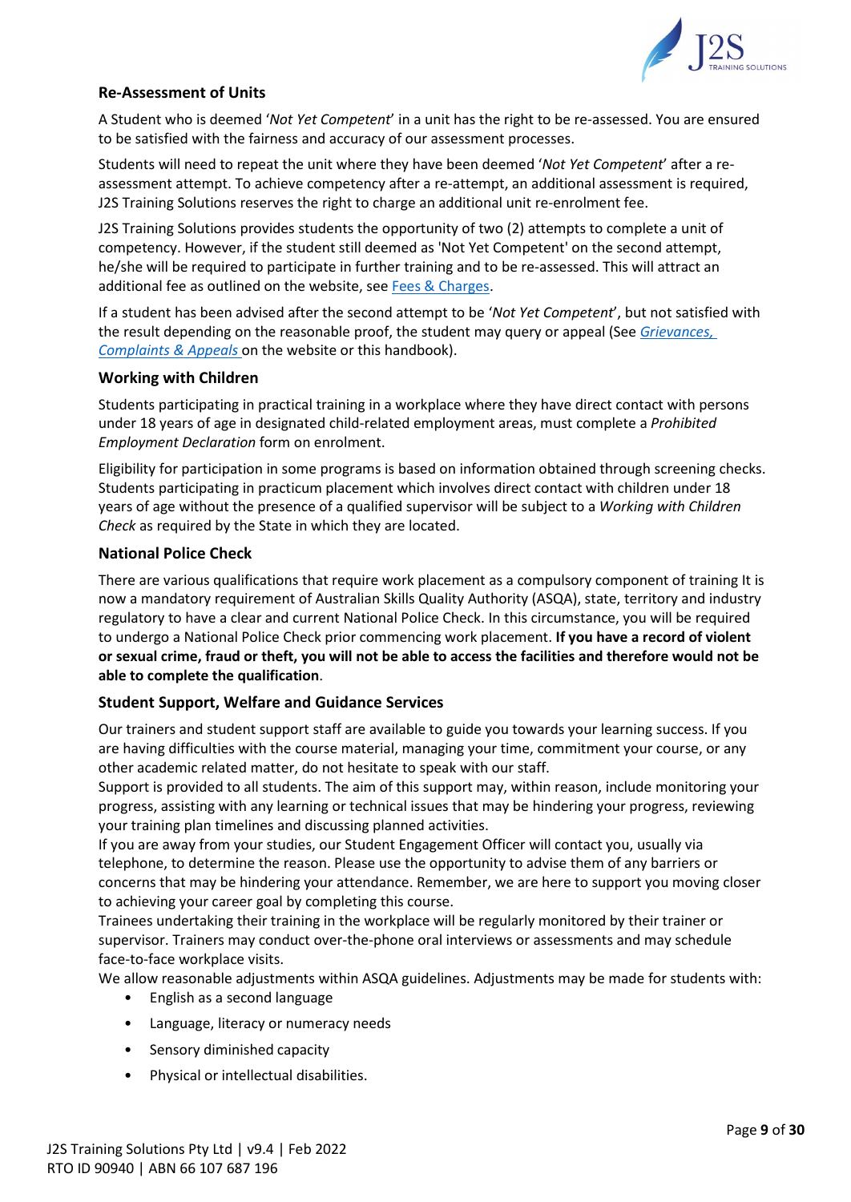### Re-Assessment of Units

A Student who is deemed '*Not Yet Competent*' in a unit has the right to be re-assessed. You are ensured to be satisfied with the fairness and accuracy of our assessment processes.

Students will need to repeat the unit where they have been deemed '*Not Yet Competent*' after a re-assessment attempt. To achieve competency after a re-attempt, an additional assessment is required, J2S Training Solutions reserves the right to charge an additional unit re-enrolment fee.

J2S Training Solutions provides students the opportunity of two (2) attempts to complete a unit of competency. However, if the student still deemed as 'Not Yet Competent' on the second attempt, he/she will be required to participate in further training and to be re-assessed. This will attract an additional fee as outlined on the website, see Fees & Charges.

If a student has been advised after the second attempt to be '*Not Yet Competent*', but not satisfied with the result depending on the reasonable proof, the student may query or appeal (See *Grievances, Complaints & Appeals* on the website or this handbook).

### Working with Children

Students participating in practical training in a workplace where they have direct contact with persons under 18 years of age in designated child-related employment areas, must complete a *Prohibited Employment Declaration* form on enrolment.

Eligibility for participation in some programs is based on information obtained through screening checks. Students participating in practicum placement which involves direct contact with children under 18 years of age without the presence of a qualified supervisor will be subject to a *Working with Children Check* as required by the State in which they are located.

### National Police Check

There are various qualifications that require work placement as a compulsory component of training It is now a mandatory requirement of Australian Skills Quality Authority (ASQA), state, territory and industry regulatory to have a clear and current National Police Check. In this circumstance, you will be required to undergo a National Police Check prior commencing work placement. **If you have a record of violent or sexual crime, fraud or theft, you will not be able to access the facilities and therefore would not be able to complete the qualification**.

### Student Support, Welfare and Guidance Services

Our trainers and student support staff are available to guide you towards your learning success. If you are having difficulties with the course material, managing your time, commitment your course, or any other academic related matter, do not hesitate to speak with our staff.

Support is provided to all students. The aim of this support may, within reason, include monitoring your progress, assisting with any learning or technical issues that may be hindering your progress, reviewing your training plan timelines and discussing planned activities.

If you are away from your studies, our Student Engagement Officer will contact you, usually via telephone, to determine the reason. Please use the opportunity to advise them of any barriers or concerns that may be hindering your attendance. Remember, we are here to support you moving closer to achieving your career goal by completing this course.

Trainees undertaking their training in the workplace will be regularly monitored by their trainer or supervisor. Trainers may conduct over-the-phone oral interviews or assessments and may schedule face-to-face workplace visits.

We allow reasonable adjustments within ASQA guidelines. Adjustments may be made for students with:

- English as a second language
- Language, literacy or numeracy needs
- Sensory diminished capacity
- Physical or intellectual disabilities.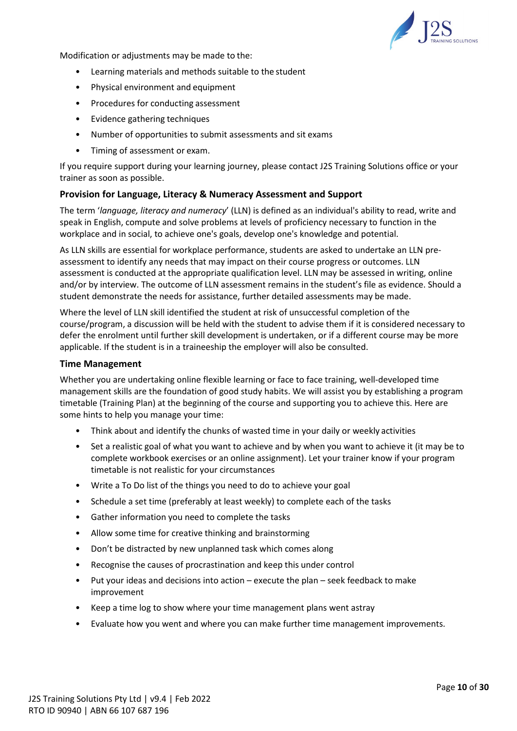Modification or adjustments may be made to the:

- Learning materials and methods suitable to the student
- Physical environment and equipment
- Procedures for conducting assessment
- Evidence gathering techniques
- Number of opportunities to submit assessments and sit exams
- Timing of assessment or exam.

If you require support during your learning journey, please contact J2S Training Solutions office or your trainer as soon as possible.

### Provision for Language, Literacy & Numeracy Assessment and Support

The term '*language, literacy and numeracy*' (LLN) is defined as an individual's ability to read, write and speak in English, compute and solve problems at levels of proficiency necessary to function in the workplace and in social, to achieve one's goals, develop one's knowledge and potential.

As LLN skills are essential for workplace performance, students are asked to undertake an LLN pre-assessment to identify any needs that may impact on their course progress or outcomes. LLN assessment is conducted at the appropriate qualification level. LLN may be assessed in writing, online and/or by interview. The outcome of LLN assessment remains in the student's file as evidence. Should a student demonstrate the needs for assistance, further detailed assessments may be made.

Where the level of LLN skill identified the student at risk of unsuccessful completion of the course/program, a discussion will be held with the student to advise them if it is considered necessary to defer the enrolment until further skill development is undertaken, or if a different course may be more applicable. If the student is in a traineeship the employer will also be consulted.

### Time Management

Whether you are undertaking online flexible learning or face to face training, well-developed time management skills are the foundation of good study habits. We will assist you by establishing a program timetable (Training Plan) at the beginning of the course and supporting you to achieve this. Here are some hints to help you manage your time:

- Think about and identify the chunks of wasted time in your daily or weekly activities
- Set a realistic goal of what you want to achieve and by when you want to achieve it (it may be to complete workbook exercises or an online assignment). Let your trainer know if your program timetable is not realistic for your circumstances
- Write a To Do list of the things you need to do to achieve your goal
- Schedule a set time (preferably at least weekly) to complete each of the tasks
- Gather information you need to complete the tasks
- Allow some time for creative thinking and brainstorming
- Don't be distracted by new unplanned task which comes along
- Recognise the causes of procrastination and keep this under control
- Put your ideas and decisions into action – execute the plan – seek feedback to make improvement
- Keep a time log to show where your time management plans went astray
- Evaluate how you went and where you can make further time management improvements.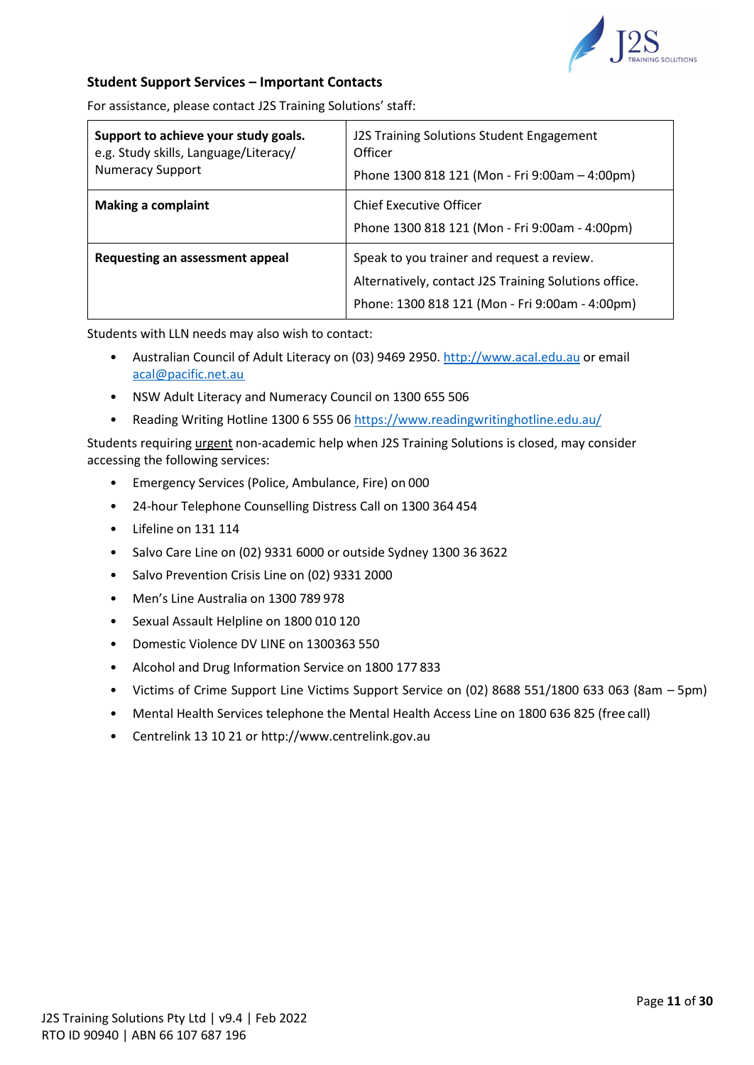## Student Support Services – Important Contacts

For assistance, please contact J2S Training Solutions' staff:

| | |
|---|---|
| **Support to achieve your study goals.** e.g. Study skills, Language/Literacy/ Numeracy Support | J2S Training Solutions Student Engagement Officer<br>Phone 1300 818 121 (Mon - Fri 9:00am – 4:00pm) |
| **Making a complaint** | Chief Executive Officer<br>Phone 1300 818 121 (Mon - Fri 9:00am - 4:00pm) |
| **Requesting an assessment appeal** | Speak to you trainer and request a review.<br>Alternatively, contact J2S Training Solutions office.<br>Phone: 1300 818 121 (Mon - Fri 9:00am - 4:00pm) |

Students with LLN needs may also wish to contact:

- Australian Council of Adult Literacy on (03) 9469 2950. http://www.acal.edu.au or email acal@pacific.net.au
- NSW Adult Literacy and Numeracy Council on 1300 655 506
- Reading Writing Hotline 1300 6 555 06 https://www.readingwritinghotline.edu.au/

Students requiring urgent non-academic help when J2S Training Solutions is closed, may consider accessing the following services:

- Emergency Services (Police, Ambulance, Fire) on 000
- 24-hour Telephone Counselling Distress Call on 1300 364 454
- Lifeline on 131 114
- Salvo Care Line on (02) 9331 6000 or outside Sydney 1300 36 3622
- Salvo Prevention Crisis Line on (02) 9331 2000
- Men's Line Australia on 1300 789 978
- Sexual Assault Helpline on 1800 010 120
- Domestic Violence DV LINE on 1300363 550
- Alcohol and Drug Information Service on 1800 177 833
- Victims of Crime Support Line Victims Support Service on (02) 8688 551/1800 633 063 (8am – 5pm)
- Mental Health Services telephone the Mental Health Access Line on 1800 636 825 (free call)
- Centrelink 13 10 21 or http://www.centrelink.gov.au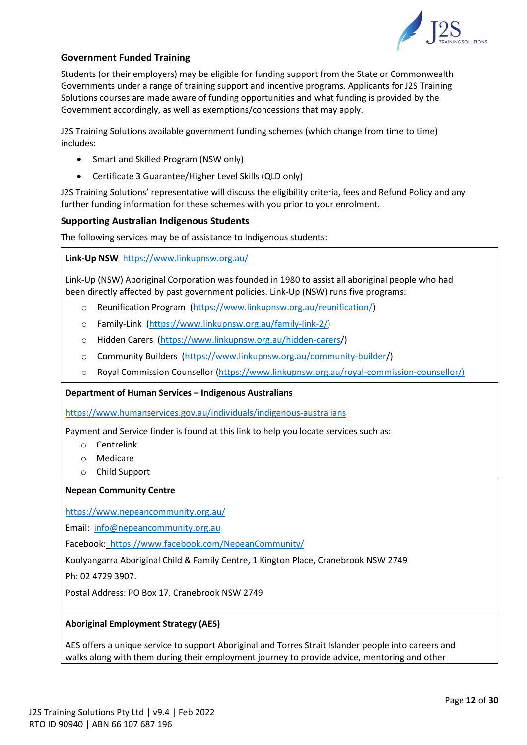### Government Funded Training

Students (or their employers) may be eligible for funding support from the State or Commonwealth Governments under a range of training support and incentive programs. Applicants for J2S Training Solutions courses are made aware of funding opportunities and what funding is provided by the Government accordingly, as well as exemptions/concessions that may apply.

J2S Training Solutions available government funding schemes (which change from time to time) includes:

- Smart and Skilled Program (NSW only)
- Certificate 3 Guarantee/Higher Level Skills (QLD only)

J2S Training Solutions' representative will discuss the eligibility criteria, fees and Refund Policy and any further funding information for these schemes with you prior to your enrolment.

### Supporting Australian Indigenous Students

The following services may be of assistance to Indigenous students:

**Link-Up NSW** https://www.linkupnsw.org.au/

Link-Up (NSW) Aboriginal Corporation was founded in 1980 to assist all aboriginal people who had been directly affected by past government policies. Link-Up (NSW) runs five programs:

- Reunification Program (https://www.linkupnsw.org.au/reunification/)
- Family-Link (https://www.linkupnsw.org.au/family-link-2/)
- Hidden Carers (https://www.linkupnsw.org.au/hidden-carers/)
- Community Builders (https://www.linkupnsw.org.au/community-builder/)
- Royal Commission Counsellor (https://www.linkupnsw.org.au/royal-commission-counsellor/)

**Department of Human Services – Indigenous Australians**

https://www.humanservices.gov.au/individuals/indigenous-australians

Payment and Service finder is found at this link to help you locate services such as:

- Centrelink
- Medicare
- Child Support

**Nepean Community Centre**

https://www.nepeancommunity.org.au/

Email: info@nepeancommunity.org.au

Facebook: https://www.facebook.com/NepeanCommunity/

Koolyangarra Aboriginal Child & Family Centre, 1 Kington Place, Cranebrook NSW 2749

Ph: 02 4729 3907.

Postal Address: PO Box 17, Cranebrook NSW 2749

**Aboriginal Employment Strategy (AES)**

AES offers a unique service to support Aboriginal and Torres Strait Islander people into careers and walks along with them during their employment journey to provide advice, mentoring and other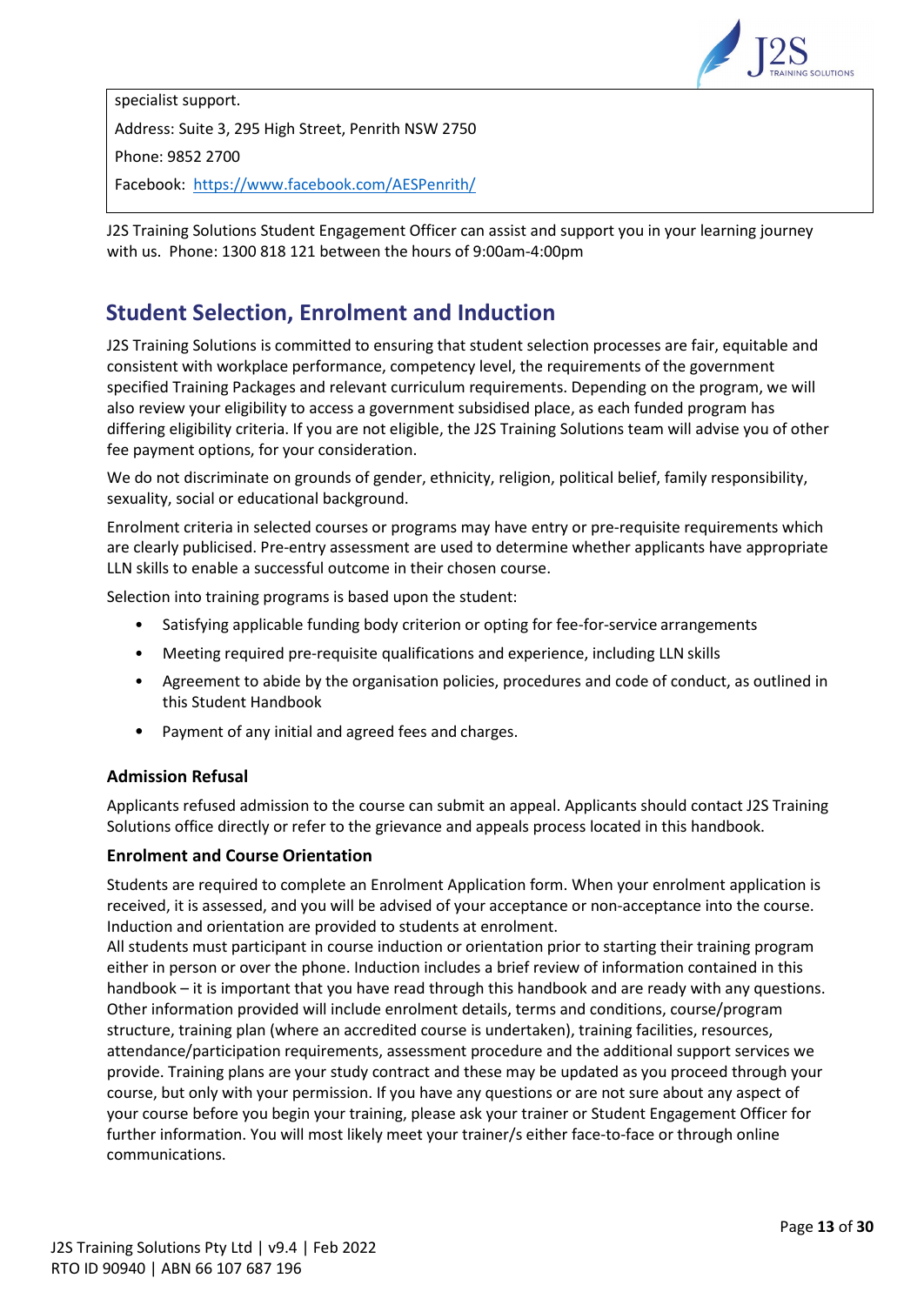specialist support.

Address: Suite 3, 295 High Street, Penrith NSW 2750

Phone: 9852 2700

Facebook: https://www.facebook.com/AESPenrith/

J2S Training Solutions Student Engagement Officer can assist and support you in your learning journey with us. Phone: 1300 818 121 between the hours of 9:00am-4:00pm

## Student Selection, Enrolment and Induction

J2S Training Solutions is committed to ensuring that student selection processes are fair, equitable and consistent with workplace performance, competency level, the requirements of the government specified Training Packages and relevant curriculum requirements. Depending on the program, we will also review your eligibility to access a government subsidised place, as each funded program has differing eligibility criteria. If you are not eligible, the J2S Training Solutions team will advise you of other fee payment options, for your consideration.

We do not discriminate on grounds of gender, ethnicity, religion, political belief, family responsibility, sexuality, social or educational background.

Enrolment criteria in selected courses or programs may have entry or pre-requisite requirements which are clearly publicised. Pre-entry assessment are used to determine whether applicants have appropriate LLN skills to enable a successful outcome in their chosen course.

Selection into training programs is based upon the student:

- Satisfying applicable funding body criterion or opting for fee-for-service arrangements
- Meeting required pre-requisite qualifications and experience, including LLN skills
- Agreement to abide by the organisation policies, procedures and code of conduct, as outlined in this Student Handbook
- Payment of any initial and agreed fees and charges.

### Admission Refusal

Applicants refused admission to the course can submit an appeal. Applicants should contact J2S Training Solutions office directly or refer to the grievance and appeals process located in this handbook.

### Enrolment and Course Orientation

Students are required to complete an Enrolment Application form. When your enrolment application is received, it is assessed, and you will be advised of your acceptance or non-acceptance into the course. Induction and orientation are provided to students at enrolment.

All students must participant in course induction or orientation prior to starting their training program either in person or over the phone. Induction includes a brief review of information contained in this handbook – it is important that you have read through this handbook and are ready with any questions. Other information provided will include enrolment details, terms and conditions, course/program structure, training plan (where an accredited course is undertaken), training facilities, resources, attendance/participation requirements, assessment procedure and the additional support services we provide. Training plans are your study contract and these may be updated as you proceed through your course, but only with your permission. If you have any questions or are not sure about any aspect of your course before you begin your training, please ask your trainer or Student Engagement Officer for further information. You will most likely meet your trainer/s either face-to-face or through online communications.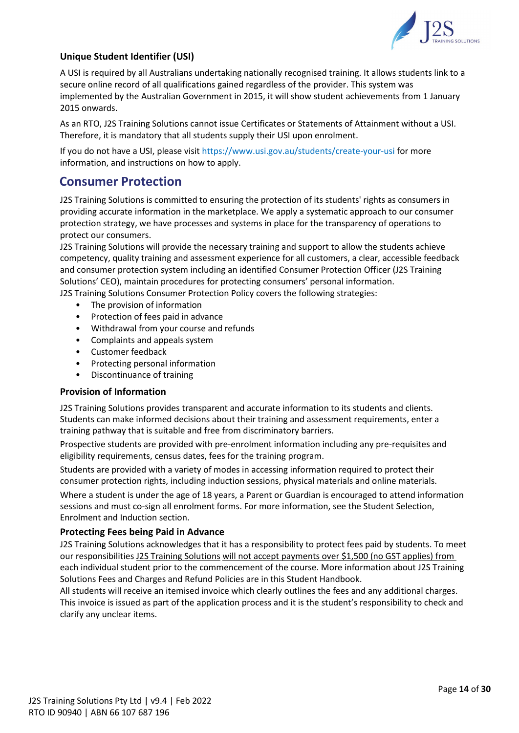### Unique Student Identifier (USI)

A USI is required by all Australians undertaking nationally recognised training. It allows students link to a secure online record of all qualifications gained regardless of the provider. This system was implemented by the Australian Government in 2015, it will show student achievements from 1 January 2015 onwards.

As an RTO, J2S Training Solutions cannot issue Certificates or Statements of Attainment without a USI. Therefore, it is mandatory that all students supply their USI upon enrolment.

If you do not have a USI, please visit https://www.usi.gov.au/students/create-your-usi for more information, and instructions on how to apply.

## Consumer Protection

J2S Training Solutions is committed to ensuring the protection of its students' rights as consumers in providing accurate information in the marketplace. We apply a systematic approach to our consumer protection strategy, we have processes and systems in place for the transparency of operations to protect our consumers.

J2S Training Solutions will provide the necessary training and support to allow the students achieve competency, quality training and assessment experience for all customers, a clear, accessible feedback and consumer protection system including an identified Consumer Protection Officer (J2S Training Solutions' CEO), maintain procedures for protecting consumers' personal information.

J2S Training Solutions Consumer Protection Policy covers the following strategies:

- The provision of information
- Protection of fees paid in advance
- Withdrawal from your course and refunds
- Complaints and appeals system
- Customer feedback
- Protecting personal information
- Discontinuance of training

### Provision of Information

J2S Training Solutions provides transparent and accurate information to its students and clients. Students can make informed decisions about their training and assessment requirements, enter a training pathway that is suitable and free from discriminatory barriers.

Prospective students are provided with pre-enrolment information including any pre-requisites and eligibility requirements, census dates, fees for the training program.

Students are provided with a variety of modes in accessing information required to protect their consumer protection rights, including induction sessions, physical materials and online materials.

Where a student is under the age of 18 years, a Parent or Guardian is encouraged to attend information sessions and must co-sign all enrolment forms. For more information, see the Student Selection, Enrolment and Induction section.

### Protecting Fees being Paid in Advance

J2S Training Solutions acknowledges that it has a responsibility to protect fees paid by students. To meet our responsibilities J2S Training Solutions will not accept payments over $1,500 (no GST applies) from each individual student prior to the commencement of the course. More information about J2S Training Solutions Fees and Charges and Refund Policies are in this Student Handbook.

All students will receive an itemised invoice which clearly outlines the fees and any additional charges. This invoice is issued as part of the application process and it is the student's responsibility to check and clarify any unclear items.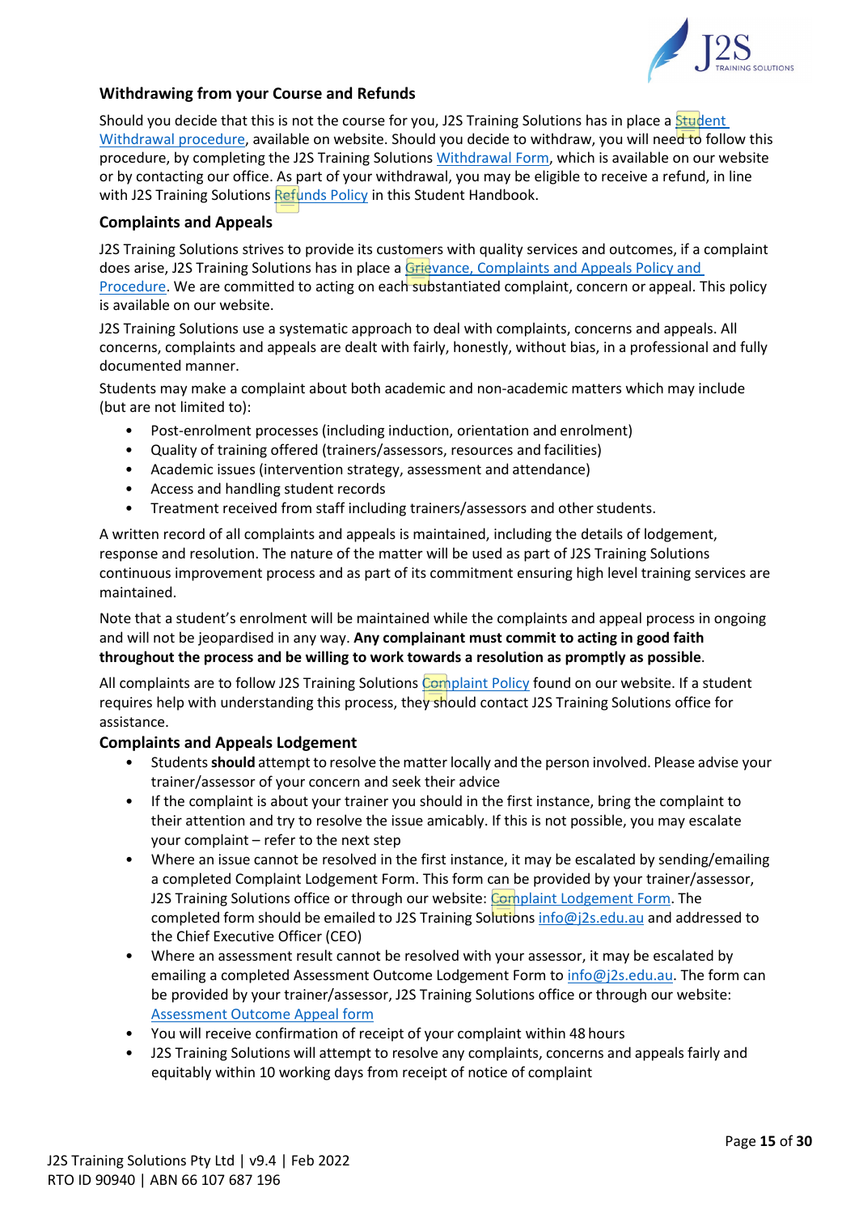## Withdrawing from your Course and Refunds

Should you decide that this is not the course for you, J2S Training Solutions has in place a Student Withdrawal procedure, available on website. Should you decide to withdraw, you will need to follow this procedure, by completing the J2S Training Solutions Withdrawal Form, which is available on our website or by contacting our office. As part of your withdrawal, you may be eligible to receive a refund, in line with J2S Training Solutions Refunds Policy in this Student Handbook.

## Complaints and Appeals

J2S Training Solutions strives to provide its customers with quality services and outcomes, if a complaint does arise, J2S Training Solutions has in place a Grievance, Complaints and Appeals Policy and Procedure. We are committed to acting on each substantiated complaint, concern or appeal. This policy is available on our website.

J2S Training Solutions use a systematic approach to deal with complaints, concerns and appeals. All concerns, complaints and appeals are dealt with fairly, honestly, without bias, in a professional and fully documented manner.

Students may make a complaint about both academic and non-academic matters which may include (but are not limited to):

- Post-enrolment processes (including induction, orientation and enrolment)
- Quality of training offered (trainers/assessors, resources and facilities)
- Academic issues (intervention strategy, assessment and attendance)
- Access and handling student records
- Treatment received from staff including trainers/assessors and other students.

A written record of all complaints and appeals is maintained, including the details of lodgement, response and resolution. The nature of the matter will be used as part of J2S Training Solutions continuous improvement process and as part of its commitment ensuring high level training services are maintained.

Note that a student's enrolment will be maintained while the complaints and appeal process in ongoing and will not be jeopardised in any way. **Any complainant must commit to acting in good faith throughout the process and be willing to work towards a resolution as promptly as possible**.

All complaints are to follow J2S Training Solutions Complaint Policy found on our website. If a student requires help with understanding this process, they should contact J2S Training Solutions office for assistance.

## Complaints and Appeals Lodgement

- Students **should** attempt to resolve the matter locally and the person involved. Please advise your trainer/assessor of your concern and seek their advice
- If the complaint is about your trainer you should in the first instance, bring the complaint to their attention and try to resolve the issue amicably. If this is not possible, you may escalate your complaint – refer to the next step
- Where an issue cannot be resolved in the first instance, it may be escalated by sending/emailing a completed Complaint Lodgement Form. This form can be provided by your trainer/assessor, J2S Training Solutions office or through our website: Complaint Lodgement Form. The completed form should be emailed to J2S Training Solutions info@j2s.edu.au and addressed to the Chief Executive Officer (CEO)
- Where an assessment result cannot be resolved with your assessor, it may be escalated by emailing a completed Assessment Outcome Lodgement Form to info@j2s.edu.au. The form can be provided by your trainer/assessor, J2S Training Solutions office or through our website: Assessment Outcome Appeal form
- You will receive confirmation of receipt of your complaint within 48 hours
- J2S Training Solutions will attempt to resolve any complaints, concerns and appeals fairly and equitably within 10 working days from receipt of notice of complaint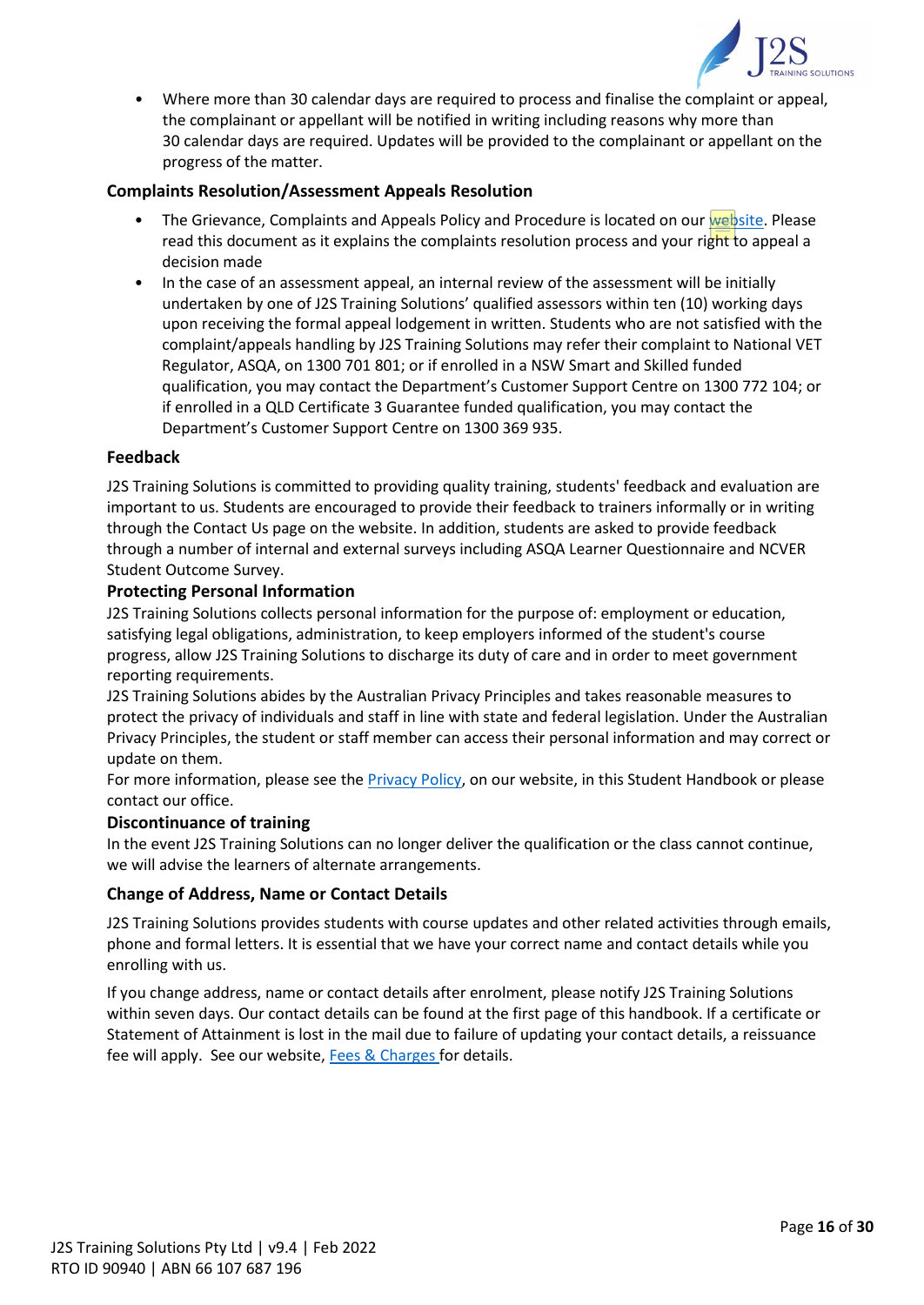- Where more than 30 calendar days are required to process and finalise the complaint or appeal, the complainant or appellant will be notified in writing including reasons why more than 30 calendar days are required. Updates will be provided to the complainant or appellant on the progress of the matter.

### Complaints Resolution/Assessment Appeals Resolution

- The Grievance, Complaints and Appeals Policy and Procedure is located on our website. Please read this document as it explains the complaints resolution process and your right to appeal a decision made
- In the case of an assessment appeal, an internal review of the assessment will be initially undertaken by one of J2S Training Solutions' qualified assessors within ten (10) working days upon receiving the formal appeal lodgement in written. Students who are not satisfied with the complaint/appeals handling by J2S Training Solutions may refer their complaint to National VET Regulator, ASQA, on 1300 701 801; or if enrolled in a NSW Smart and Skilled funded qualification, you may contact the Department's Customer Support Centre on 1300 772 104; or if enrolled in a QLD Certificate 3 Guarantee funded qualification, you may contact the Department's Customer Support Centre on 1300 369 935.

### Feedback

J2S Training Solutions is committed to providing quality training, students' feedback and evaluation are important to us. Students are encouraged to provide their feedback to trainers informally or in writing through the Contact Us page on the website. In addition, students are asked to provide feedback through a number of internal and external surveys including ASQA Learner Questionnaire and NCVER Student Outcome Survey.

### Protecting Personal Information

J2S Training Solutions collects personal information for the purpose of: employment or education, satisfying legal obligations, administration, to keep employers informed of the student's course progress, allow J2S Training Solutions to discharge its duty of care and in order to meet government reporting requirements.

J2S Training Solutions abides by the Australian Privacy Principles and takes reasonable measures to protect the privacy of individuals and staff in line with state and federal legislation. Under the Australian Privacy Principles, the student or staff member can access their personal information and may correct or update on them.

For more information, please see the Privacy Policy, on our website, in this Student Handbook or please contact our office.

### Discontinuance of training

In the event J2S Training Solutions can no longer deliver the qualification or the class cannot continue, we will advise the learners of alternate arrangements.

### Change of Address, Name or Contact Details

J2S Training Solutions provides students with course updates and other related activities through emails, phone and formal letters. It is essential that we have your correct name and contact details while you enrolling with us.

If you change address, name or contact details after enrolment, please notify J2S Training Solutions within seven days. Our contact details can be found at the first page of this handbook. If a certificate or Statement of Attainment is lost in the mail due to failure of updating your contact details, a reissuance fee will apply. See our website, Fees & Charges for details.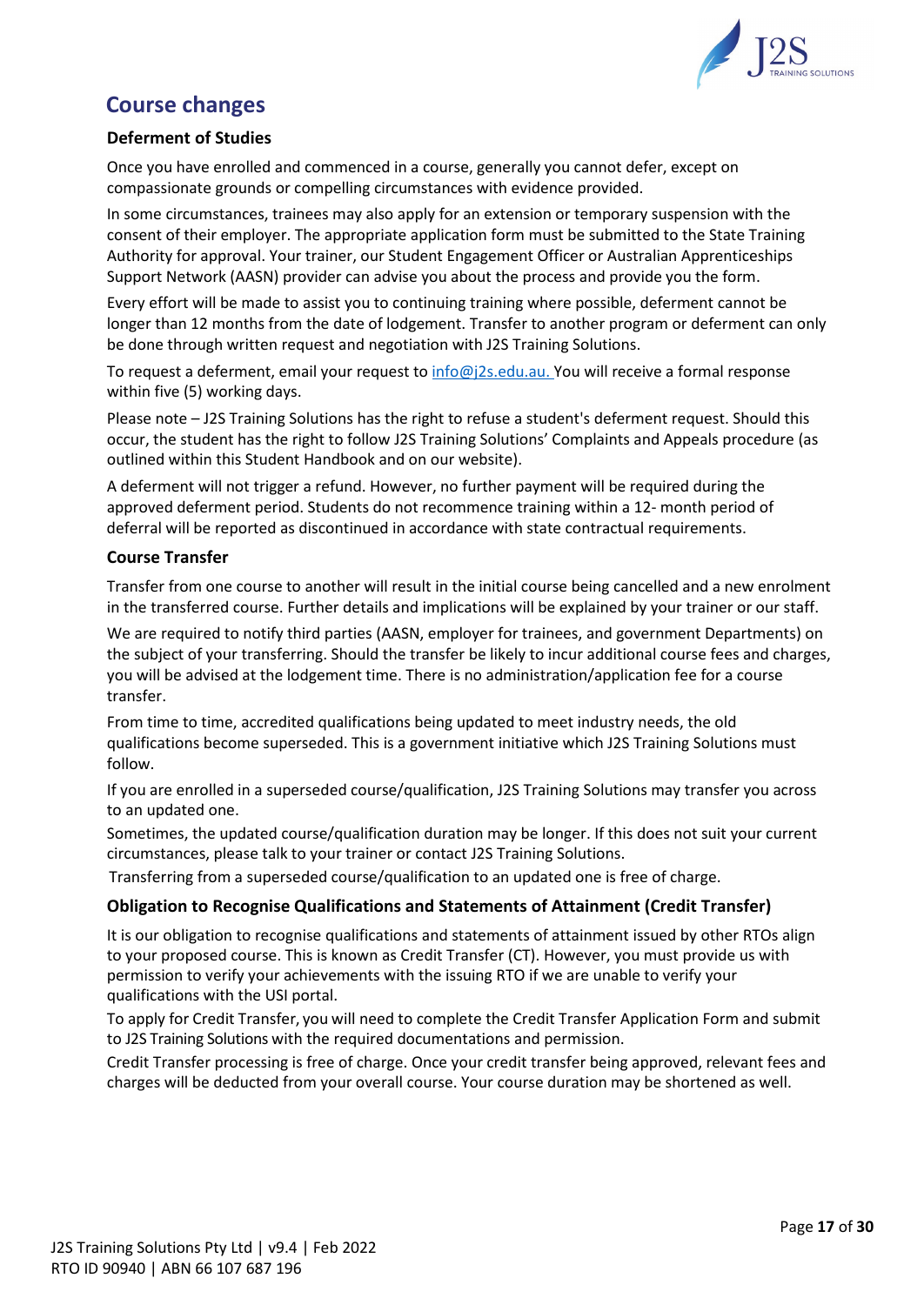# Course changes

## Deferment of Studies

Once you have enrolled and commenced in a course, generally you cannot defer, except on compassionate grounds or compelling circumstances with evidence provided.

In some circumstances, trainees may also apply for an extension or temporary suspension with the consent of their employer. The appropriate application form must be submitted to the State Training Authority for approval. Your trainer, our Student Engagement Officer or Australian Apprenticeships Support Network (AASN) provider can advise you about the process and provide you the form.

Every effort will be made to assist you to continuing training where possible, deferment cannot be longer than 12 months from the date of lodgement. Transfer to another program or deferment can only be done through written request and negotiation with J2S Training Solutions.

To request a deferment, email your request to info@j2s.edu.au. You will receive a formal response within five (5) working days.

Please note – J2S Training Solutions has the right to refuse a student's deferment request. Should this occur, the student has the right to follow J2S Training Solutions' Complaints and Appeals procedure (as outlined within this Student Handbook and on our website).

A deferment will not trigger a refund. However, no further payment will be required during the approved deferment period. Students do not recommence training within a 12- month period of deferral will be reported as discontinued in accordance with state contractual requirements.

## Course Transfer

Transfer from one course to another will result in the initial course being cancelled and a new enrolment in the transferred course. Further details and implications will be explained by your trainer or our staff.

We are required to notify third parties (AASN, employer for trainees, and government Departments) on the subject of your transferring. Should the transfer be likely to incur additional course fees and charges, you will be advised at the lodgement time. There is no administration/application fee for a course transfer.

From time to time, accredited qualifications being updated to meet industry needs, the old qualifications become superseded. This is a government initiative which J2S Training Solutions must follow.

If you are enrolled in a superseded course/qualification, J2S Training Solutions may transfer you across to an updated one.

Sometimes, the updated course/qualification duration may be longer. If this does not suit your current circumstances, please talk to your trainer or contact J2S Training Solutions.

Transferring from a superseded course/qualification to an updated one is free of charge.

## Obligation to Recognise Qualifications and Statements of Attainment (Credit Transfer)

It is our obligation to recognise qualifications and statements of attainment issued by other RTOs align to your proposed course. This is known as Credit Transfer (CT). However, you must provide us with permission to verify your achievements with the issuing RTO if we are unable to verify your qualifications with the USI portal.

To apply for Credit Transfer, you will need to complete the Credit Transfer Application Form and submit to J2S Training Solutions with the required documentations and permission.

Credit Transfer processing is free of charge. Once your credit transfer being approved, relevant fees and charges will be deducted from your overall course. Your course duration may be shortened as well.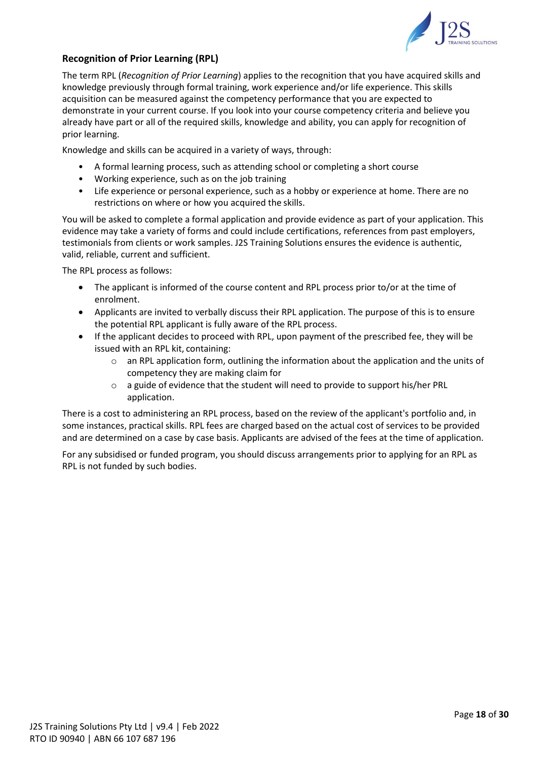## Recognition of Prior Learning (RPL)

The term RPL (*Recognition of Prior Learning*) applies to the recognition that you have acquired skills and knowledge previously through formal training, work experience and/or life experience. This skills acquisition can be measured against the competency performance that you are expected to demonstrate in your current course. If you look into your course competency criteria and believe you already have part or all of the required skills, knowledge and ability, you can apply for recognition of prior learning.

Knowledge and skills can be acquired in a variety of ways, through:

- A formal learning process, such as attending school or completing a short course
- Working experience, such as on the job training
- Life experience or personal experience, such as a hobby or experience at home. There are no restrictions on where or how you acquired the skills.

You will be asked to complete a formal application and provide evidence as part of your application. This evidence may take a variety of forms and could include certifications, references from past employers, testimonials from clients or work samples. J2S Training Solutions ensures the evidence is authentic, valid, reliable, current and sufficient.

The RPL process as follows:

- The applicant is informed of the course content and RPL process prior to/or at the time of enrolment.
- Applicants are invited to verbally discuss their RPL application. The purpose of this is to ensure the potential RPL applicant is fully aware of the RPL process.
- If the applicant decides to proceed with RPL, upon payment of the prescribed fee, they will be issued with an RPL kit, containing:
  - an RPL application form, outlining the information about the application and the units of competency they are making claim for
  - a guide of evidence that the student will need to provide to support his/her PRL application.

There is a cost to administering an RPL process, based on the review of the applicant's portfolio and, in some instances, practical skills. RPL fees are charged based on the actual cost of services to be provided and are determined on a case by case basis. Applicants are advised of the fees at the time of application.

For any subsidised or funded program, you should discuss arrangements prior to applying for an RPL as RPL is not funded by such bodies.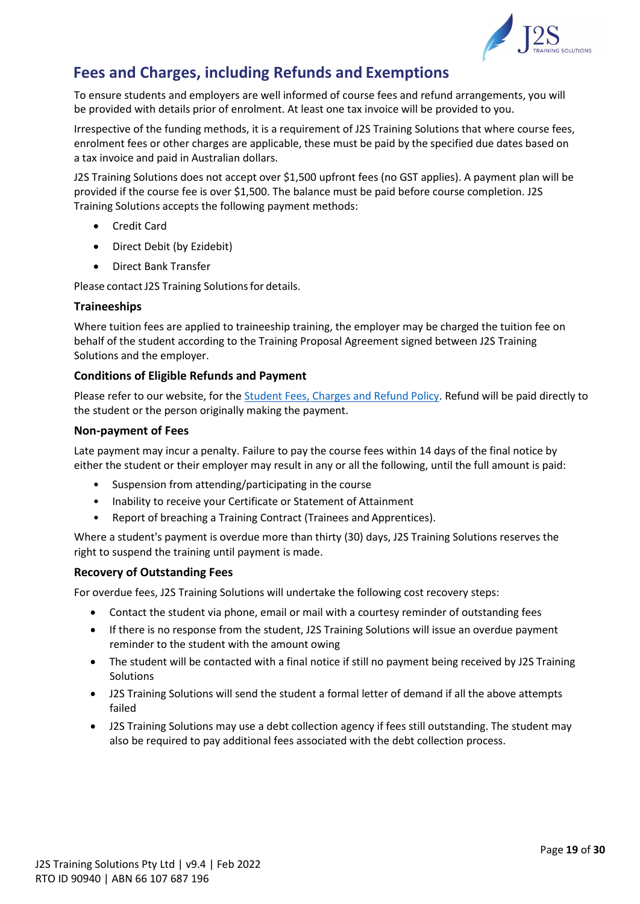## Fees and Charges, including Refunds and Exemptions

To ensure students and employers are well informed of course fees and refund arrangements, you will be provided with details prior of enrolment. At least one tax invoice will be provided to you.

Irrespective of the funding methods, it is a requirement of J2S Training Solutions that where course fees, enrolment fees or other charges are applicable, these must be paid by the specified due dates based on a tax invoice and paid in Australian dollars.

J2S Training Solutions does not accept over $1,500 upfront fees (no GST applies). A payment plan will be provided if the course fee is over $1,500. The balance must be paid before course completion. J2S Training Solutions accepts the following payment methods:

- Credit Card
- Direct Debit (by Ezidebit)
- Direct Bank Transfer

Please contact J2S Training Solutions for details.

### Traineeships

Where tuition fees are applied to traineeship training, the employer may be charged the tuition fee on behalf of the student according to the Training Proposal Agreement signed between J2S Training Solutions and the employer.

### Conditions of Eligible Refunds and Payment

Please refer to our website, for the Student Fees, Charges and Refund Policy. Refund will be paid directly to the student or the person originally making the payment.

### Non-payment of Fees

Late payment may incur a penalty. Failure to pay the course fees within 14 days of the final notice by either the student or their employer may result in any or all the following, until the full amount is paid:

- Suspension from attending/participating in the course
- Inability to receive your Certificate or Statement of Attainment
- Report of breaching a Training Contract (Trainees and Apprentices).

Where a student's payment is overdue more than thirty (30) days, J2S Training Solutions reserves the right to suspend the training until payment is made.

### Recovery of Outstanding Fees

For overdue fees, J2S Training Solutions will undertake the following cost recovery steps:

- Contact the student via phone, email or mail with a courtesy reminder of outstanding fees
- If there is no response from the student, J2S Training Solutions will issue an overdue payment reminder to the student with the amount owing
- The student will be contacted with a final notice if still no payment being received by J2S Training Solutions
- J2S Training Solutions will send the student a formal letter of demand if all the above attempts failed
- J2S Training Solutions may use a debt collection agency if fees still outstanding. The student may also be required to pay additional fees associated with the debt collection process.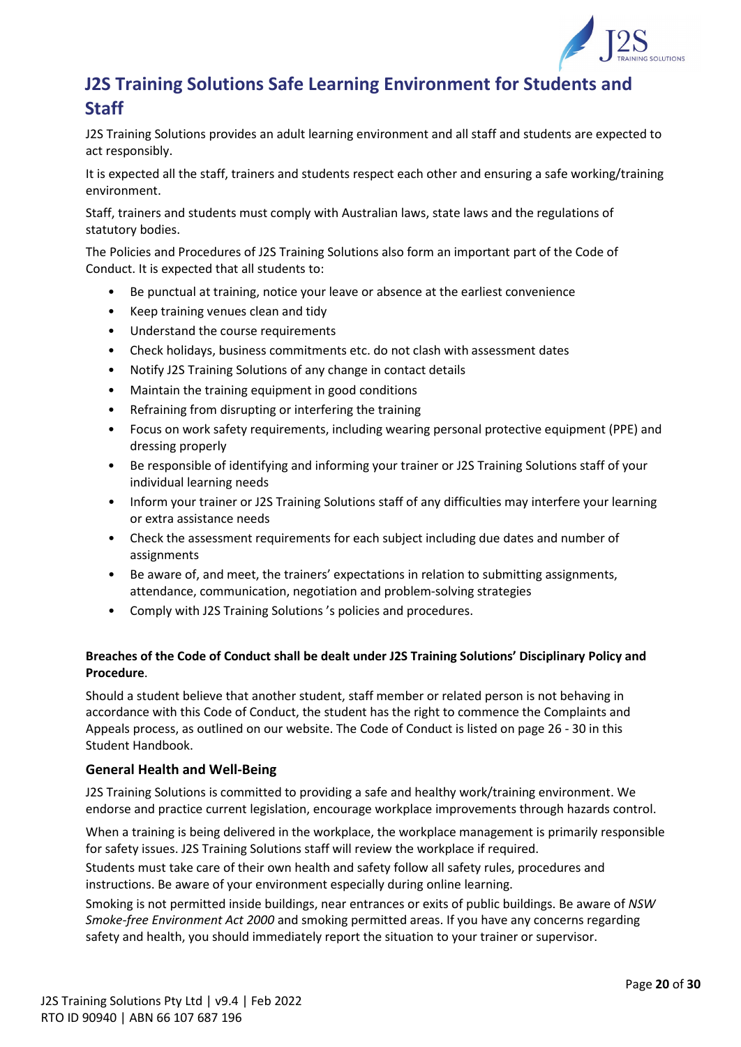# J2S Training Solutions Safe Learning Environment for Students and Staff

J2S Training Solutions provides an adult learning environment and all staff and students are expected to act responsibly.

It is expected all the staff, trainers and students respect each other and ensuring a safe working/training environment.

Staff, trainers and students must comply with Australian laws, state laws and the regulations of statutory bodies.

The Policies and Procedures of J2S Training Solutions also form an important part of the Code of Conduct. It is expected that all students to:

- Be punctual at training, notice your leave or absence at the earliest convenience
- Keep training venues clean and tidy
- Understand the course requirements
- Check holidays, business commitments etc. do not clash with assessment dates
- Notify J2S Training Solutions of any change in contact details
- Maintain the training equipment in good conditions
- Refraining from disrupting or interfering the training
- Focus on work safety requirements, including wearing personal protective equipment (PPE) and dressing properly
- Be responsible of identifying and informing your trainer or J2S Training Solutions staff of your individual learning needs
- Inform your trainer or J2S Training Solutions staff of any difficulties may interfere your learning or extra assistance needs
- Check the assessment requirements for each subject including due dates and number of assignments
- Be aware of, and meet, the trainers' expectations in relation to submitting assignments, attendance, communication, negotiation and problem-solving strategies
- Comply with J2S Training Solutions 's policies and procedures.

**Breaches of the Code of Conduct shall be dealt under J2S Training Solutions' Disciplinary Policy and Procedure**.

Should a student believe that another student, staff member or related person is not behaving in accordance with this Code of Conduct, the student has the right to commence the Complaints and Appeals process, as outlined on our website. The Code of Conduct is listed on page 26 - 30 in this Student Handbook.

### General Health and Well-Being

J2S Training Solutions is committed to providing a safe and healthy work/training environment. We endorse and practice current legislation, encourage workplace improvements through hazards control.

When a training is being delivered in the workplace, the workplace management is primarily responsible for safety issues. J2S Training Solutions staff will review the workplace if required.

Students must take care of their own health and safety follow all safety rules, procedures and instructions. Be aware of your environment especially during online learning.

Smoking is not permitted inside buildings, near entrances or exits of public buildings. Be aware of *NSW Smoke-free Environment Act 2000* and smoking permitted areas. If you have any concerns regarding safety and health, you should immediately report the situation to your trainer or supervisor.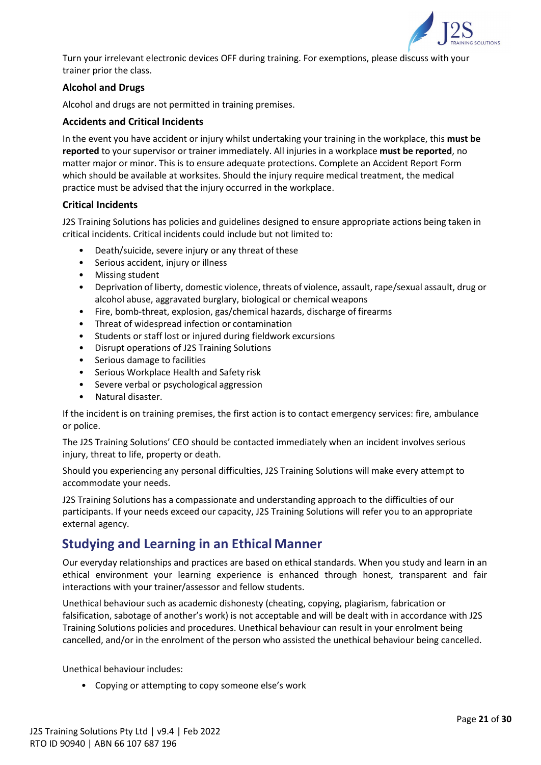Turn your irrelevant electronic devices OFF during training. For exemptions, please discuss with your trainer prior the class.

### Alcohol and Drugs

Alcohol and drugs are not permitted in training premises.

### Accidents and Critical Incidents

In the event you have accident or injury whilst undertaking your training in the workplace, this **must be reported** to your supervisor or trainer immediately. All injuries in a workplace **must be reported**, no matter major or minor. This is to ensure adequate protections. Complete an Accident Report Form which should be available at worksites. Should the injury require medical treatment, the medical practice must be advised that the injury occurred in the workplace.

### Critical Incidents

J2S Training Solutions has policies and guidelines designed to ensure appropriate actions being taken in critical incidents. Critical incidents could include but not limited to:

- Death/suicide, severe injury or any threat of these
- Serious accident, injury or illness
- Missing student
- Deprivation of liberty, domestic violence, threats of violence, assault, rape/sexual assault, drug or alcohol abuse, aggravated burglary, biological or chemical weapons
- Fire, bomb-threat, explosion, gas/chemical hazards, discharge of firearms
- Threat of widespread infection or contamination
- Students or staff lost or injured during fieldwork excursions
- Disrupt operations of J2S Training Solutions
- Serious damage to facilities
- Serious Workplace Health and Safety risk
- Severe verbal or psychological aggression
- Natural disaster.

If the incident is on training premises, the first action is to contact emergency services: fire, ambulance or police.

The J2S Training Solutions' CEO should be contacted immediately when an incident involves serious injury, threat to life, property or death.

Should you experiencing any personal difficulties, J2S Training Solutions will make every attempt to accommodate your needs.

J2S Training Solutions has a compassionate and understanding approach to the difficulties of our participants. If your needs exceed our capacity, J2S Training Solutions will refer you to an appropriate external agency.

## Studying and Learning in an Ethical Manner

Our everyday relationships and practices are based on ethical standards. When you study and learn in an ethical environment your learning experience is enhanced through honest, transparent and fair interactions with your trainer/assessor and fellow students.

Unethical behaviour such as academic dishonesty (cheating, copying, plagiarism, fabrication or falsification, sabotage of another's work) is not acceptable and will be dealt with in accordance with J2S Training Solutions policies and procedures. Unethical behaviour can result in your enrolment being cancelled, and/or in the enrolment of the person who assisted the unethical behaviour being cancelled.

Unethical behaviour includes:

- Copying or attempting to copy someone else's work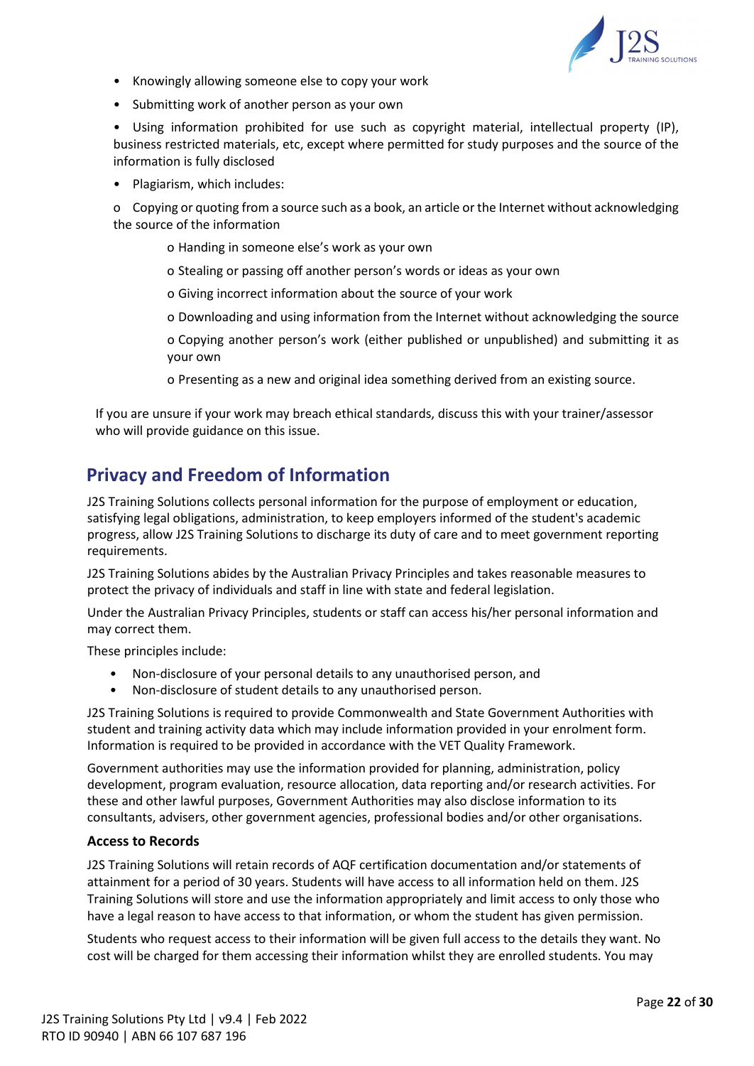- Knowingly allowing someone else to copy your work
- Submitting work of another person as your own
- Using information prohibited for use such as copyright material, intellectual property (IP), business restricted materials, etc, except where permitted for study purposes and the source of the information is fully disclosed
- Plagiarism, which includes:
  - Copying or quoting from a source such as a book, an article or the Internet without acknowledging the source of the information
  - Handing in someone else's work as your own
  - Stealing or passing off another person's words or ideas as your own
  - Giving incorrect information about the source of your work
  - Downloading and using information from the Internet without acknowledging the source
  - Copying another person's work (either published or unpublished) and submitting it as your own
  - Presenting as a new and original idea something derived from an existing source.

If you are unsure if your work may breach ethical standards, discuss this with your trainer/assessor who will provide guidance on this issue.

## Privacy and Freedom of Information

J2S Training Solutions collects personal information for the purpose of employment or education, satisfying legal obligations, administration, to keep employers informed of the student's academic progress, allow J2S Training Solutions to discharge its duty of care and to meet government reporting requirements.

J2S Training Solutions abides by the Australian Privacy Principles and takes reasonable measures to protect the privacy of individuals and staff in line with state and federal legislation.

Under the Australian Privacy Principles, students or staff can access his/her personal information and may correct them.

These principles include:

- Non-disclosure of your personal details to any unauthorised person, and
- Non-disclosure of student details to any unauthorised person.

J2S Training Solutions is required to provide Commonwealth and State Government Authorities with student and training activity data which may include information provided in your enrolment form. Information is required to be provided in accordance with the VET Quality Framework.

Government authorities may use the information provided for planning, administration, policy development, program evaluation, resource allocation, data reporting and/or research activities. For these and other lawful purposes, Government Authorities may also disclose information to its consultants, advisers, other government agencies, professional bodies and/or other organisations.

### Access to Records

J2S Training Solutions will retain records of AQF certification documentation and/or statements of attainment for a period of 30 years. Students will have access to all information held on them. J2S Training Solutions will store and use the information appropriately and limit access to only those who have a legal reason to have access to that information, or whom the student has given permission.

Students who request access to their information will be given full access to the details they want. No cost will be charged for them accessing their information whilst they are enrolled students. You may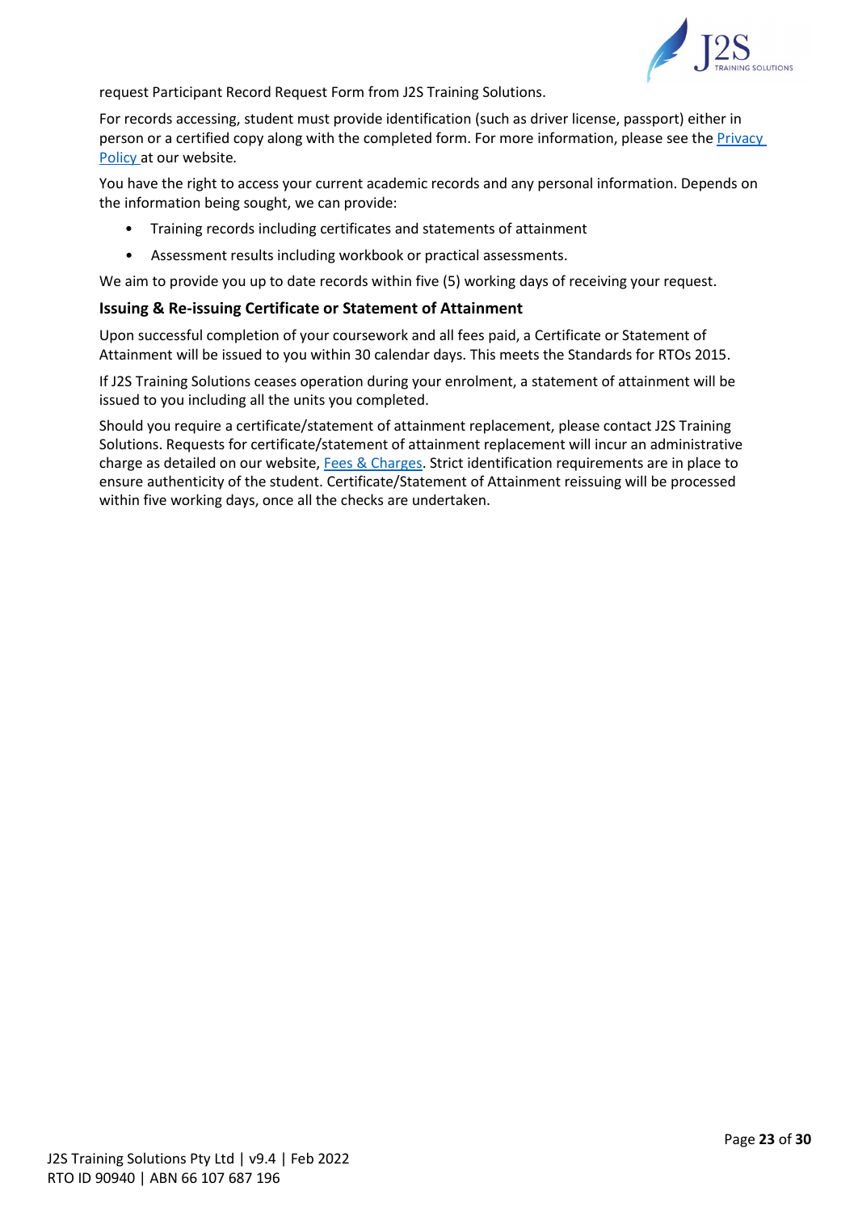request Participant Record Request Form from J2S Training Solutions.

For records accessing, student must provide identification (such as driver license, passport) either in person or a certified copy along with the completed form. For more information, please see the [Privacy Policy](#) at our website.

You have the right to access your current academic records and any personal information. Depends on the information being sought, we can provide:

- Training records including certificates and statements of attainment
- Assessment results including workbook or practical assessments.

We aim to provide you up to date records within five (5) working days of receiving your request.

### Issuing & Re-issuing Certificate or Statement of Attainment

Upon successful completion of your coursework and all fees paid, a Certificate or Statement of Attainment will be issued to you within 30 calendar days. This meets the Standards for RTOs 2015.

If J2S Training Solutions ceases operation during your enrolment, a statement of attainment will be issued to you including all the units you completed.

Should you require a certificate/statement of attainment replacement, please contact J2S Training Solutions. Requests for certificate/statement of attainment replacement will incur an administrative charge as detailed on our website, [Fees & Charges](#). Strict identification requirements are in place to ensure authenticity of the student. Certificate/Statement of Attainment reissuing will be processed within five working days, once all the checks are undertaken.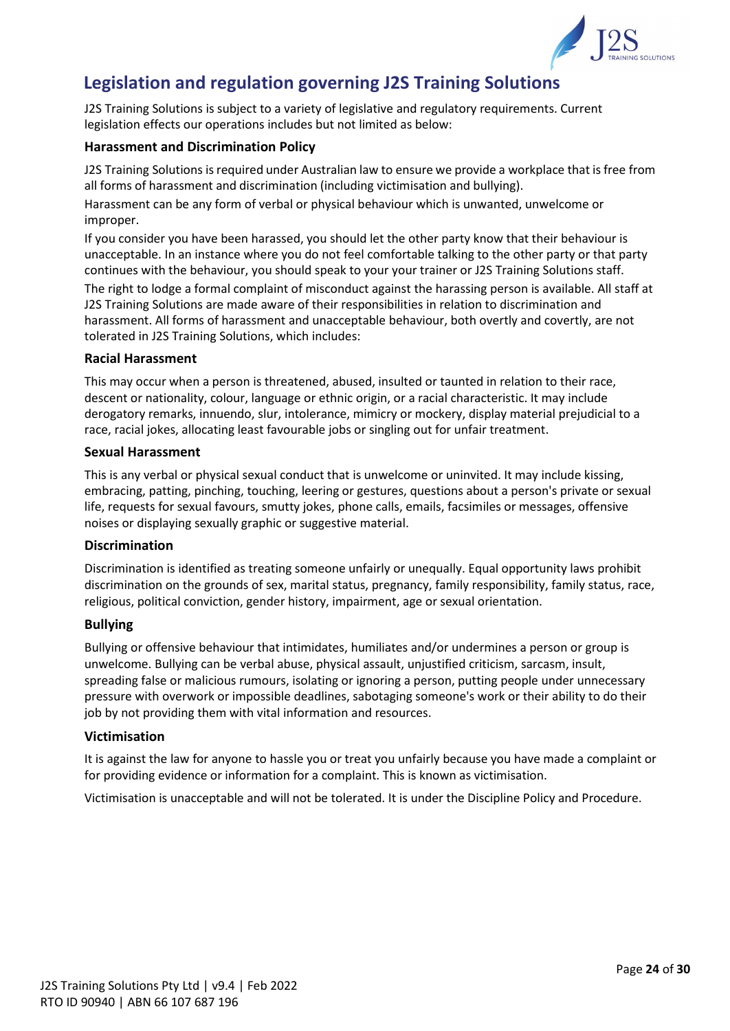## Legislation and regulation governing J2S Training Solutions

J2S Training Solutions is subject to a variety of legislative and regulatory requirements. Current legislation effects our operations includes but not limited as below:

### Harassment and Discrimination Policy

J2S Training Solutions is required under Australian law to ensure we provide a workplace that is free from all forms of harassment and discrimination (including victimisation and bullying).

Harassment can be any form of verbal or physical behaviour which is unwanted, unwelcome or improper.

If you consider you have been harassed, you should let the other party know that their behaviour is unacceptable. In an instance where you do not feel comfortable talking to the other party or that party continues with the behaviour, you should speak to your your trainer or J2S Training Solutions staff.

The right to lodge a formal complaint of misconduct against the harassing person is available. All staff at J2S Training Solutions are made aware of their responsibilities in relation to discrimination and harassment. All forms of harassment and unacceptable behaviour, both overtly and covertly, are not tolerated in J2S Training Solutions, which includes:

### Racial Harassment

This may occur when a person is threatened, abused, insulted or taunted in relation to their race, descent or nationality, colour, language or ethnic origin, or a racial characteristic. It may include derogatory remarks, innuendo, slur, intolerance, mimicry or mockery, display material prejudicial to a race, racial jokes, allocating least favourable jobs or singling out for unfair treatment.

### Sexual Harassment

This is any verbal or physical sexual conduct that is unwelcome or uninvited. It may include kissing, embracing, patting, pinching, touching, leering or gestures, questions about a person's private or sexual life, requests for sexual favours, smutty jokes, phone calls, emails, facsimiles or messages, offensive noises or displaying sexually graphic or suggestive material.

### Discrimination

Discrimination is identified as treating someone unfairly or unequally. Equal opportunity laws prohibit discrimination on the grounds of sex, marital status, pregnancy, family responsibility, family status, race, religious, political conviction, gender history, impairment, age or sexual orientation.

### Bullying

Bullying or offensive behaviour that intimidates, humiliates and/or undermines a person or group is unwelcome. Bullying can be verbal abuse, physical assault, unjustified criticism, sarcasm, insult, spreading false or malicious rumours, isolating or ignoring a person, putting people under unnecessary pressure with overwork or impossible deadlines, sabotaging someone's work or their ability to do their job by not providing them with vital information and resources.

### Victimisation

It is against the law for anyone to hassle you or treat you unfairly because you have made a complaint or for providing evidence or information for a complaint. This is known as victimisation.

Victimisation is unacceptable and will not be tolerated. It is under the Discipline Policy and Procedure.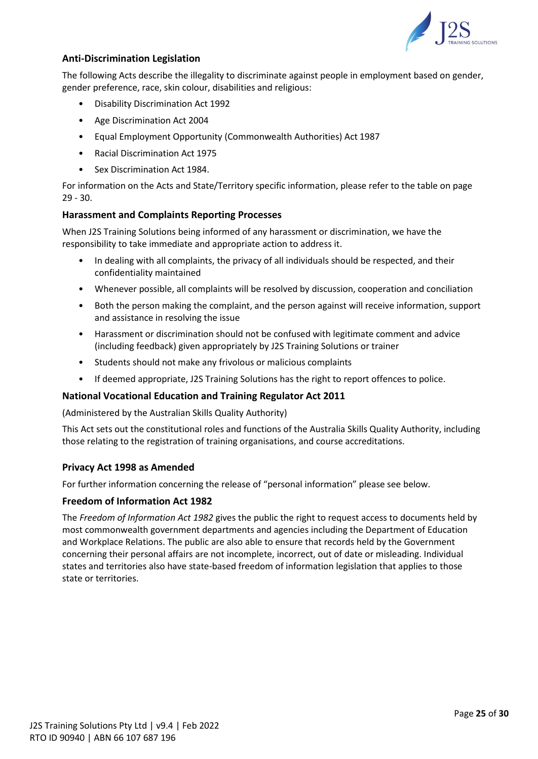## Anti-Discrimination Legislation

The following Acts describe the illegality to discriminate against people in employment based on gender, gender preference, race, skin colour, disabilities and religious:

- Disability Discrimination Act 1992
- Age Discrimination Act 2004
- Equal Employment Opportunity (Commonwealth Authorities) Act 1987
- Racial Discrimination Act 1975
- Sex Discrimination Act 1984.

For information on the Acts and State/Territory specific information, please refer to the table on page 29 - 30.

## Harassment and Complaints Reporting Processes

When J2S Training Solutions being informed of any harassment or discrimination, we have the responsibility to take immediate and appropriate action to address it.

- In dealing with all complaints, the privacy of all individuals should be respected, and their confidentiality maintained
- Whenever possible, all complaints will be resolved by discussion, cooperation and conciliation
- Both the person making the complaint, and the person against will receive information, support and assistance in resolving the issue
- Harassment or discrimination should not be confused with legitimate comment and advice (including feedback) given appropriately by J2S Training Solutions or trainer
- Students should not make any frivolous or malicious complaints
- If deemed appropriate, J2S Training Solutions has the right to report offences to police.

## National Vocational Education and Training Regulator Act 2011

(Administered by the Australian Skills Quality Authority)

This Act sets out the constitutional roles and functions of the Australia Skills Quality Authority, including those relating to the registration of training organisations, and course accreditations.

## Privacy Act 1998 as Amended

For further information concerning the release of "personal information" please see below.

## Freedom of Information Act 1982

The *Freedom of Information Act 1982* gives the public the right to request access to documents held by most commonwealth government departments and agencies including the Department of Education and Workplace Relations. The public are also able to ensure that records held by the Government concerning their personal affairs are not incomplete, incorrect, out of date or misleading. Individual states and territories also have state-based freedom of information legislation that applies to those state or territories.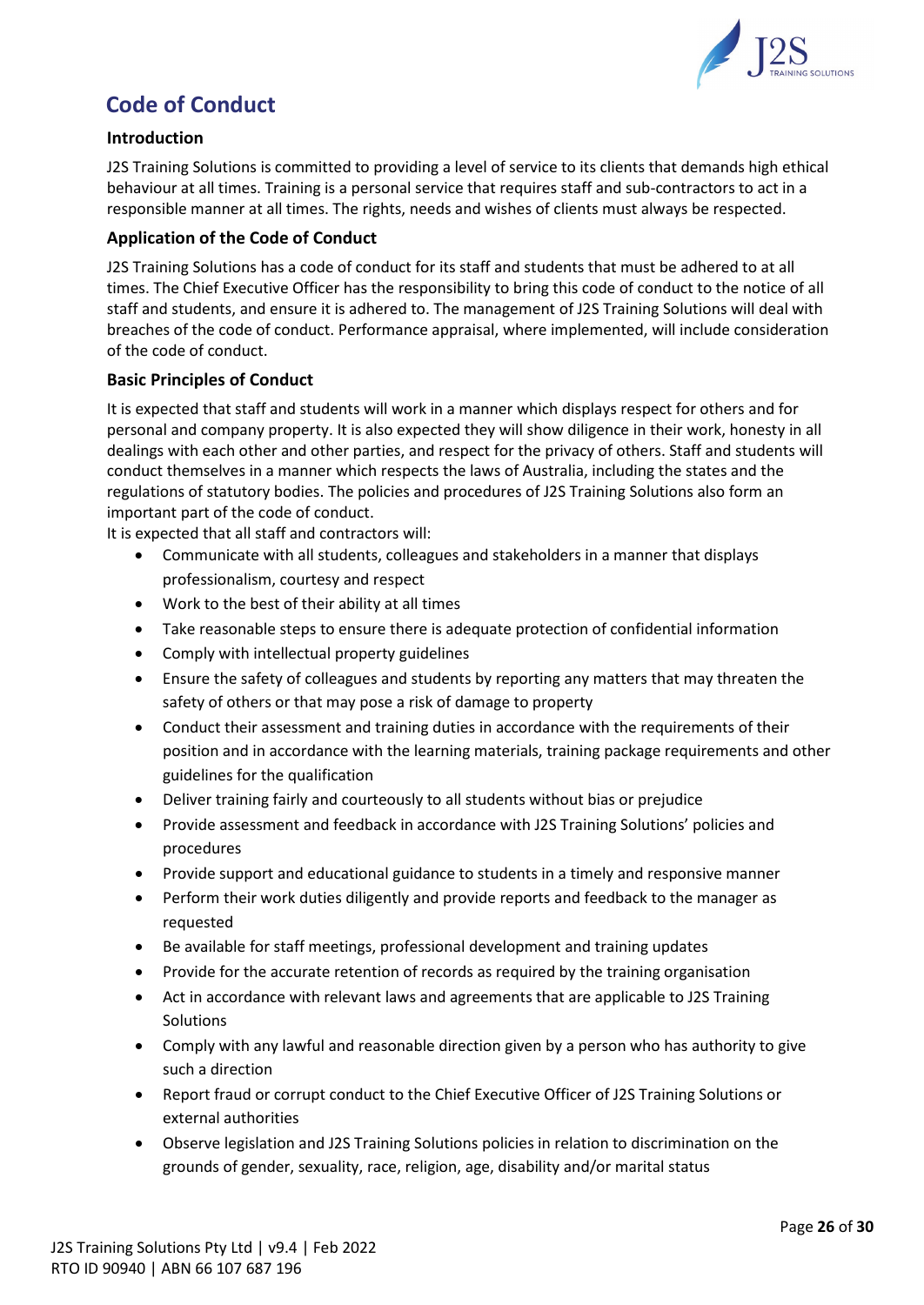# Code of Conduct

## Introduction

J2S Training Solutions is committed to providing a level of service to its clients that demands high ethical behaviour at all times. Training is a personal service that requires staff and sub-contractors to act in a responsible manner at all times. The rights, needs and wishes of clients must always be respected.

## Application of the Code of Conduct

J2S Training Solutions has a code of conduct for its staff and students that must be adhered to at all times. The Chief Executive Officer has the responsibility to bring this code of conduct to the notice of all staff and students, and ensure it is adhered to. The management of J2S Training Solutions will deal with breaches of the code of conduct. Performance appraisal, where implemented, will include consideration of the code of conduct.

## Basic Principles of Conduct

It is expected that staff and students will work in a manner which displays respect for others and for personal and company property. It is also expected they will show diligence in their work, honesty in all dealings with each other and other parties, and respect for the privacy of others. Staff and students will conduct themselves in a manner which respects the laws of Australia, including the states and the regulations of statutory bodies. The policies and procedures of J2S Training Solutions also form an important part of the code of conduct.

It is expected that all staff and contractors will:

- Communicate with all students, colleagues and stakeholders in a manner that displays professionalism, courtesy and respect
- Work to the best of their ability at all times
- Take reasonable steps to ensure there is adequate protection of confidential information
- Comply with intellectual property guidelines
- Ensure the safety of colleagues and students by reporting any matters that may threaten the safety of others or that may pose a risk of damage to property
- Conduct their assessment and training duties in accordance with the requirements of their position and in accordance with the learning materials, training package requirements and other guidelines for the qualification
- Deliver training fairly and courteously to all students without bias or prejudice
- Provide assessment and feedback in accordance with J2S Training Solutions' policies and procedures
- Provide support and educational guidance to students in a timely and responsive manner
- Perform their work duties diligently and provide reports and feedback to the manager as requested
- Be available for staff meetings, professional development and training updates
- Provide for the accurate retention of records as required by the training organisation
- Act in accordance with relevant laws and agreements that are applicable to J2S Training Solutions
- Comply with any lawful and reasonable direction given by a person who has authority to give such a direction
- Report fraud or corrupt conduct to the Chief Executive Officer of J2S Training Solutions or external authorities
- Observe legislation and J2S Training Solutions policies in relation to discrimination on the grounds of gender, sexuality, race, religion, age, disability and/or marital status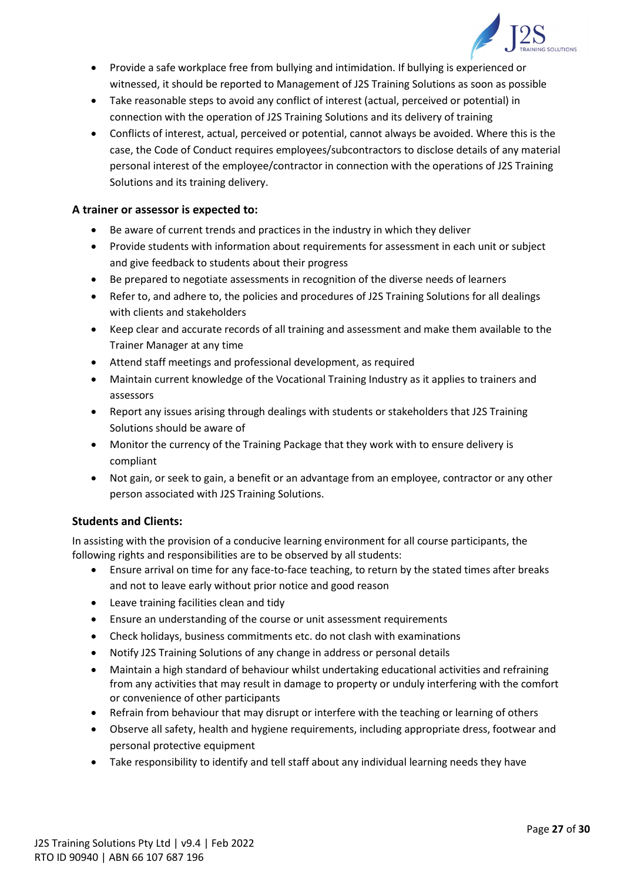- Provide a safe workplace free from bullying and intimidation. If bullying is experienced or witnessed, it should be reported to Management of J2S Training Solutions as soon as possible
- Take reasonable steps to avoid any conflict of interest (actual, perceived or potential) in connection with the operation of J2S Training Solutions and its delivery of training
- Conflicts of interest, actual, perceived or potential, cannot always be avoided. Where this is the case, the Code of Conduct requires employees/subcontractors to disclose details of any material personal interest of the employee/contractor in connection with the operations of J2S Training Solutions and its training delivery.

**A trainer or assessor is expected to:**

- Be aware of current trends and practices in the industry in which they deliver
- Provide students with information about requirements for assessment in each unit or subject and give feedback to students about their progress
- Be prepared to negotiate assessments in recognition of the diverse needs of learners
- Refer to, and adhere to, the policies and procedures of J2S Training Solutions for all dealings with clients and stakeholders
- Keep clear and accurate records of all training and assessment and make them available to the Trainer Manager at any time
- Attend staff meetings and professional development, as required
- Maintain current knowledge of the Vocational Training Industry as it applies to trainers and assessors
- Report any issues arising through dealings with students or stakeholders that J2S Training Solutions should be aware of
- Monitor the currency of the Training Package that they work with to ensure delivery is compliant
- Not gain, or seek to gain, a benefit or an advantage from an employee, contractor or any other person associated with J2S Training Solutions.

**Students and Clients:**

In assisting with the provision of a conducive learning environment for all course participants, the following rights and responsibilities are to be observed by all students:

- Ensure arrival on time for any face-to-face teaching, to return by the stated times after breaks and not to leave early without prior notice and good reason
- Leave training facilities clean and tidy
- Ensure an understanding of the course or unit assessment requirements
- Check holidays, business commitments etc. do not clash with examinations
- Notify J2S Training Solutions of any change in address or personal details
- Maintain a high standard of behaviour whilst undertaking educational activities and refraining from any activities that may result in damage to property or unduly interfering with the comfort or convenience of other participants
- Refrain from behaviour that may disrupt or interfere with the teaching or learning of others
- Observe all safety, health and hygiene requirements, including appropriate dress, footwear and personal protective equipment
- Take responsibility to identify and tell staff about any individual learning needs they have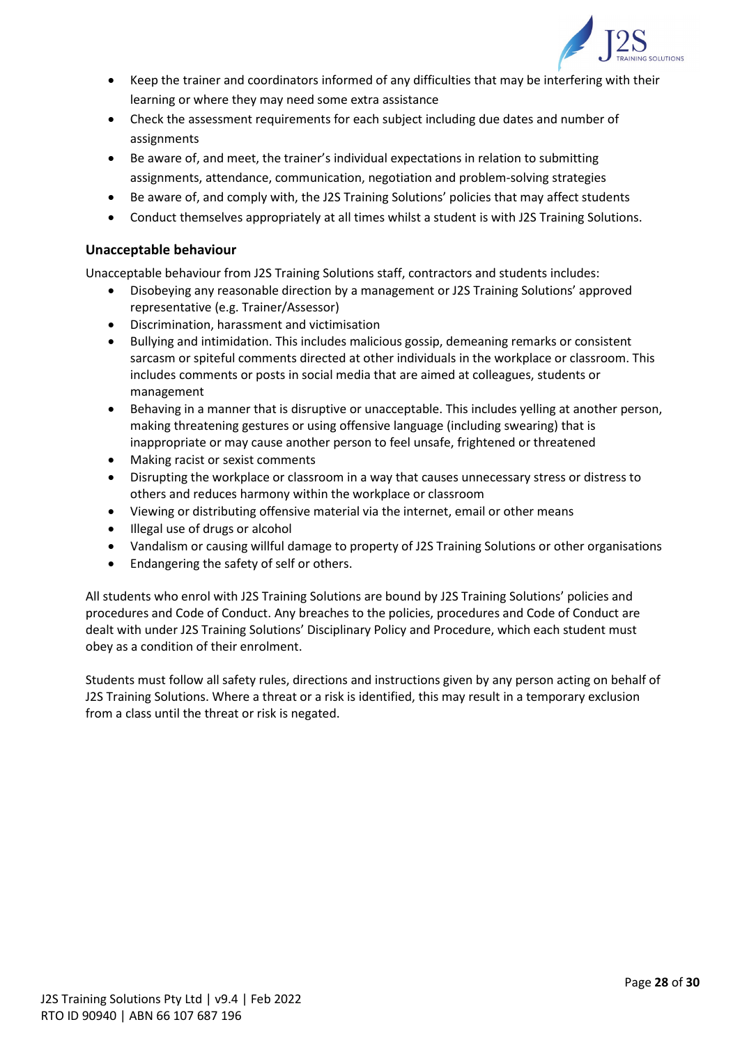- Keep the trainer and coordinators informed of any difficulties that may be interfering with their learning or where they may need some extra assistance
- Check the assessment requirements for each subject including due dates and number of assignments
- Be aware of, and meet, the trainer's individual expectations in relation to submitting assignments, attendance, communication, negotiation and problem-solving strategies
- Be aware of, and comply with, the J2S Training Solutions' policies that may affect students
- Conduct themselves appropriately at all times whilst a student is with J2S Training Solutions.

### Unacceptable behaviour

Unacceptable behaviour from J2S Training Solutions staff, contractors and students includes:

- Disobeying any reasonable direction by a management or J2S Training Solutions' approved representative (e.g. Trainer/Assessor)
- Discrimination, harassment and victimisation
- Bullying and intimidation. This includes malicious gossip, demeaning remarks or consistent sarcasm or spiteful comments directed at other individuals in the workplace or classroom. This includes comments or posts in social media that are aimed at colleagues, students or management
- Behaving in a manner that is disruptive or unacceptable. This includes yelling at another person, making threatening gestures or using offensive language (including swearing) that is inappropriate or may cause another person to feel unsafe, frightened or threatened
- Making racist or sexist comments
- Disrupting the workplace or classroom in a way that causes unnecessary stress or distress to others and reduces harmony within the workplace or classroom
- Viewing or distributing offensive material via the internet, email or other means
- Illegal use of drugs or alcohol
- Vandalism or causing willful damage to property of J2S Training Solutions or other organisations
- Endangering the safety of self or others.

All students who enrol with J2S Training Solutions are bound by J2S Training Solutions' policies and procedures and Code of Conduct. Any breaches to the policies, procedures and Code of Conduct are dealt with under J2S Training Solutions' Disciplinary Policy and Procedure, which each student must obey as a condition of their enrolment.

Students must follow all safety rules, directions and instructions given by any person acting on behalf of J2S Training Solutions. Where a threat or a risk is identified, this may result in a temporary exclusion from a class until the threat or risk is negated.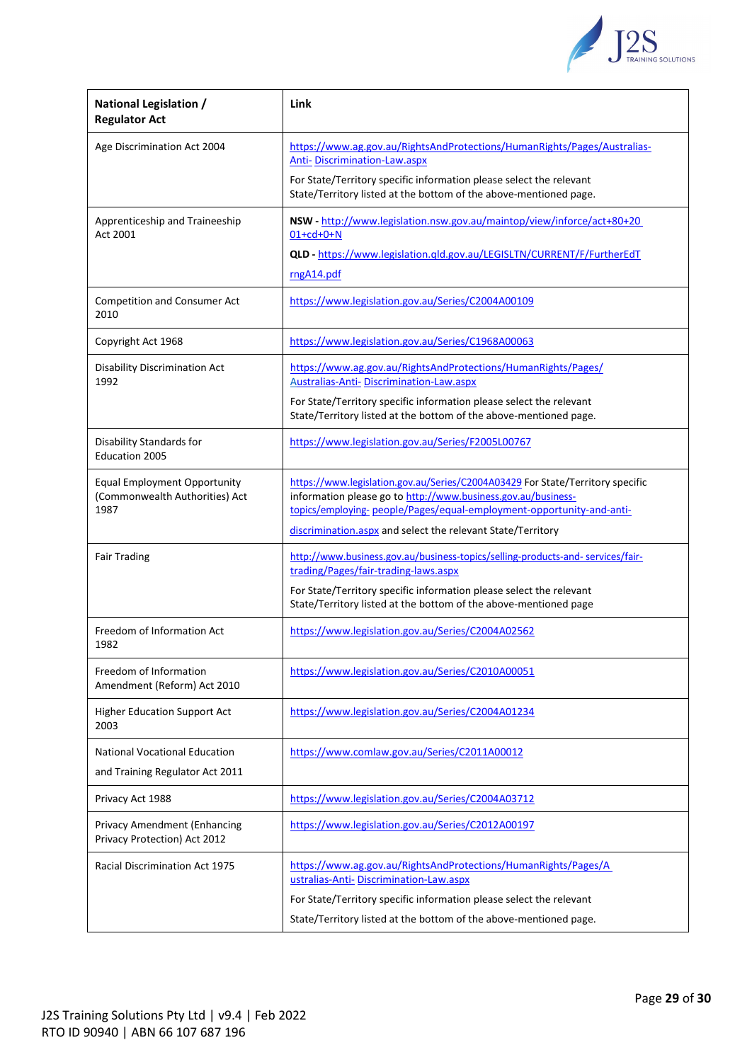| National Legislation / Regulator Act | Link |
|---|---|
| Age Discrimination Act 2004 | https://www.ag.gov.au/RightsAndProtections/HumanRights/Pages/Australias-Anti- Discrimination-Law.aspx<br><br>For State/Territory specific information please select the relevant State/Territory listed at the bottom of the above-mentioned page. |
| Apprenticeship and Traineeship Act 2001 | **NSW -** http://www.legislation.nsw.gov.au/maintop/view/inforce/act+80+2001+cd+0+N<br><br>**QLD -** https://www.legislation.qld.gov.au/LEGISLTN/CURRENT/F/FurtherEdTrngA14.pdf |
| Competition and Consumer Act 2010 | https://www.legislation.gov.au/Series/C2004A00109 |
| Copyright Act 1968 | https://www.legislation.gov.au/Series/C1968A00063 |
| Disability Discrimination Act 1992 | https://www.ag.gov.au/RightsAndProtections/HumanRights/Pages/Australias-Anti- Discrimination-Law.aspx<br><br>For State/Territory specific information please select the relevant State/Territory listed at the bottom of the above-mentioned page. |
| Disability Standards for Education 2005 | https://www.legislation.gov.au/Series/F2005L00767 |
| Equal Employment Opportunity (Commonwealth Authorities) Act 1987 | https://www.legislation.gov.au/Series/C2004A03429 For State/Territory specific information please go to http://www.business.gov.au/business-topics/employing- people/Pages/equal-employment-opportunity-and-anti-discrimination.aspx and select the relevant State/Territory |
| Fair Trading | http://www.business.gov.au/business-topics/selling-products-and- services/fair-trading/Pages/fair-trading-laws.aspx<br><br>For State/Territory specific information please select the relevant State/Territory listed at the bottom of the above-mentioned page |
| Freedom of Information Act 1982 | https://www.legislation.gov.au/Series/C2004A02562 |
| Freedom of Information Amendment (Reform) Act 2010 | https://www.legislation.gov.au/Series/C2010A00051 |
| Higher Education Support Act 2003 | https://www.legislation.gov.au/Series/C2004A01234 |
| National Vocational Education and Training Regulator Act 2011 | https://www.comlaw.gov.au/Series/C2011A00012 |
| Privacy Act 1988 | https://www.legislation.gov.au/Series/C2004A03712 |
| Privacy Amendment (Enhancing Privacy Protection) Act 2012 | https://www.legislation.gov.au/Series/C2012A00197 |
| Racial Discrimination Act 1975 | https://www.ag.gov.au/RightsAndProtections/HumanRights/Pages/Australias-Anti- Discrimination-Law.aspx<br><br>For State/Territory specific information please select the relevant State/Territory listed at the bottom of the above-mentioned page. |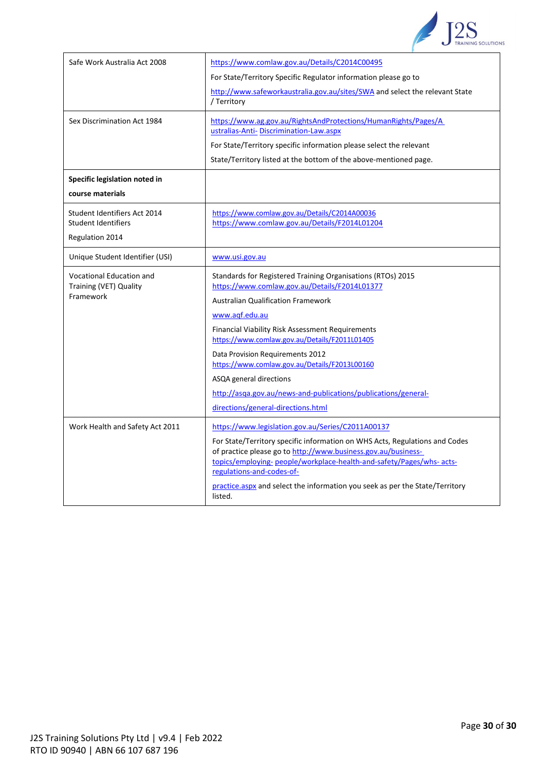| | |
|---|---|
| Safe Work Australia Act 2008 | https://www.comlaw.gov.au/Details/C2014C00495<br>For State/Territory Specific Regulator information please go to<br>http://www.safeworkaustralia.gov.au/sites/SWA and select the relevant State / Territory |
| Sex Discrimination Act 1984 | https://www.ag.gov.au/RightsAndProtections/HumanRights/Pages/Australias-Anti- Discrimination-Law.aspx<br>For State/Territory specific information please select the relevant<br>State/Territory listed at the bottom of the above-mentioned page. |
| **Specific legislation noted in course materials** | |
| Student Identifiers Act 2014 Student Identifiers Regulation 2014 | https://www.comlaw.gov.au/Details/C2014A00036<br>https://www.comlaw.gov.au/Details/F2014L01204 |
| Unique Student Identifier (USI) | www.usi.gov.au |
| Vocational Education and Training (VET) Quality Framework | Standards for Registered Training Organisations (RTOs) 2015<br>https://www.comlaw.gov.au/Details/F2014L01377<br>Australian Qualification Framework<br>www.aqf.edu.au<br>Financial Viability Risk Assessment Requirements<br>https://www.comlaw.gov.au/Details/F2011L01405<br>Data Provision Requirements 2012<br>https://www.comlaw.gov.au/Details/F2013L00160<br>ASQA general directions<br>http://asqa.gov.au/news-and-publications/publications/general-directions/general-directions.html |
| Work Health and Safety Act 2011 | https://www.legislation.gov.au/Series/C2011A00137<br>For State/Territory specific information on WHS Acts, Regulations and Codes of practice please go to http://www.business.gov.au/business-topics/employing- people/workplace-health-and-safety/Pages/whs- acts-regulations-and-codes-of-practice.aspx and select the information you seek as per the State/Territory listed. |